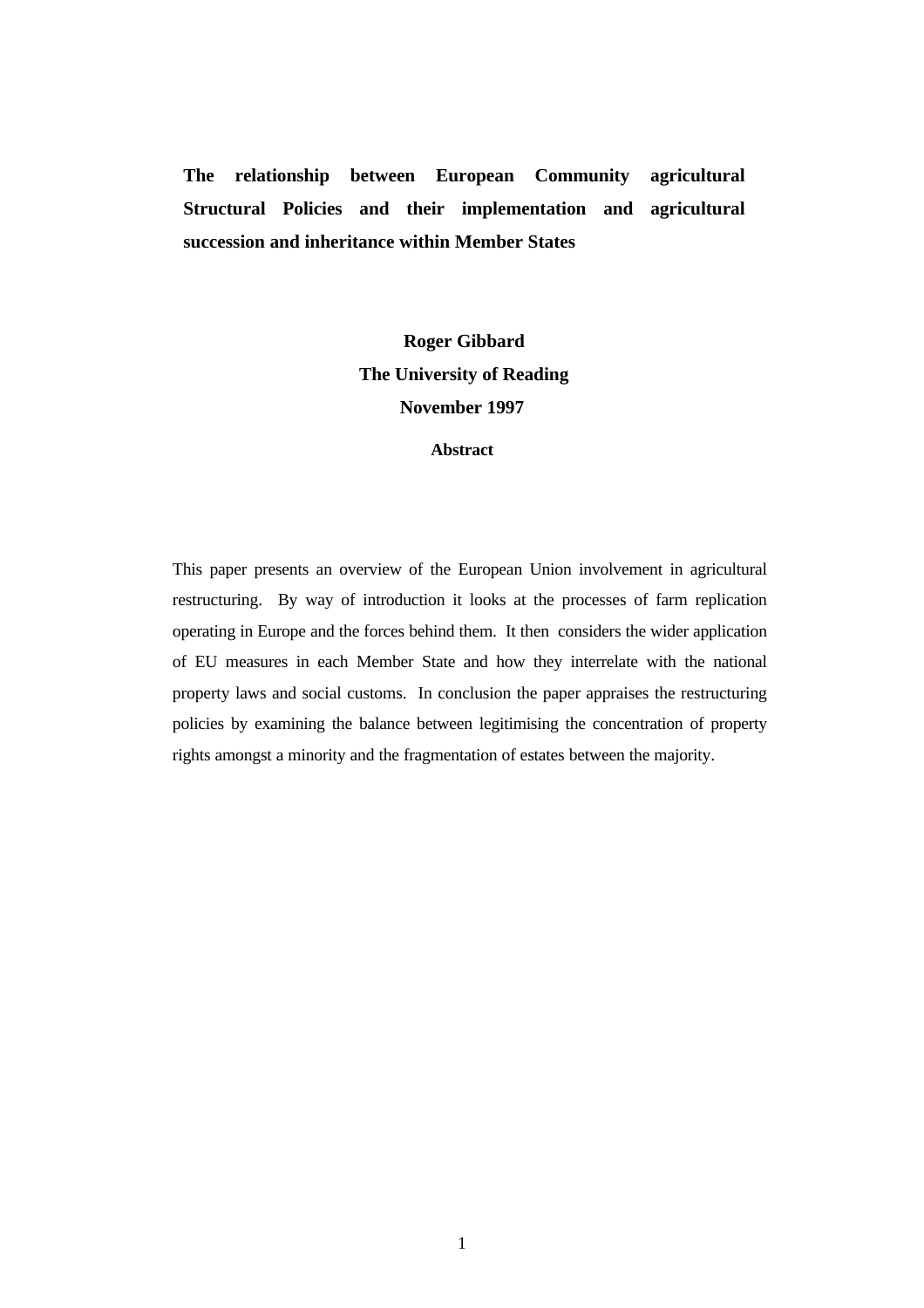# The relationship between European Community agricultural Structural Policies and their implementation and agricultural succession and inheritance within Member States

**Roger Gibbard**

**The University of Reading**

**November 1997**

**Abstract**

This paper presents an overview of the European Union involvement in agricultural restructuring. By way of introduction it looks at the processes of farm replication operating in Europe and the forces behind them. It then considers the wider application of EU measures in each Member State and how they interrelate with the national property laws and social customs. In conclusion the paper appraises the restructuring policies by examining the balance between legitimising the concentration of property rights amongst a minority and the fragmentation of estates between the majority.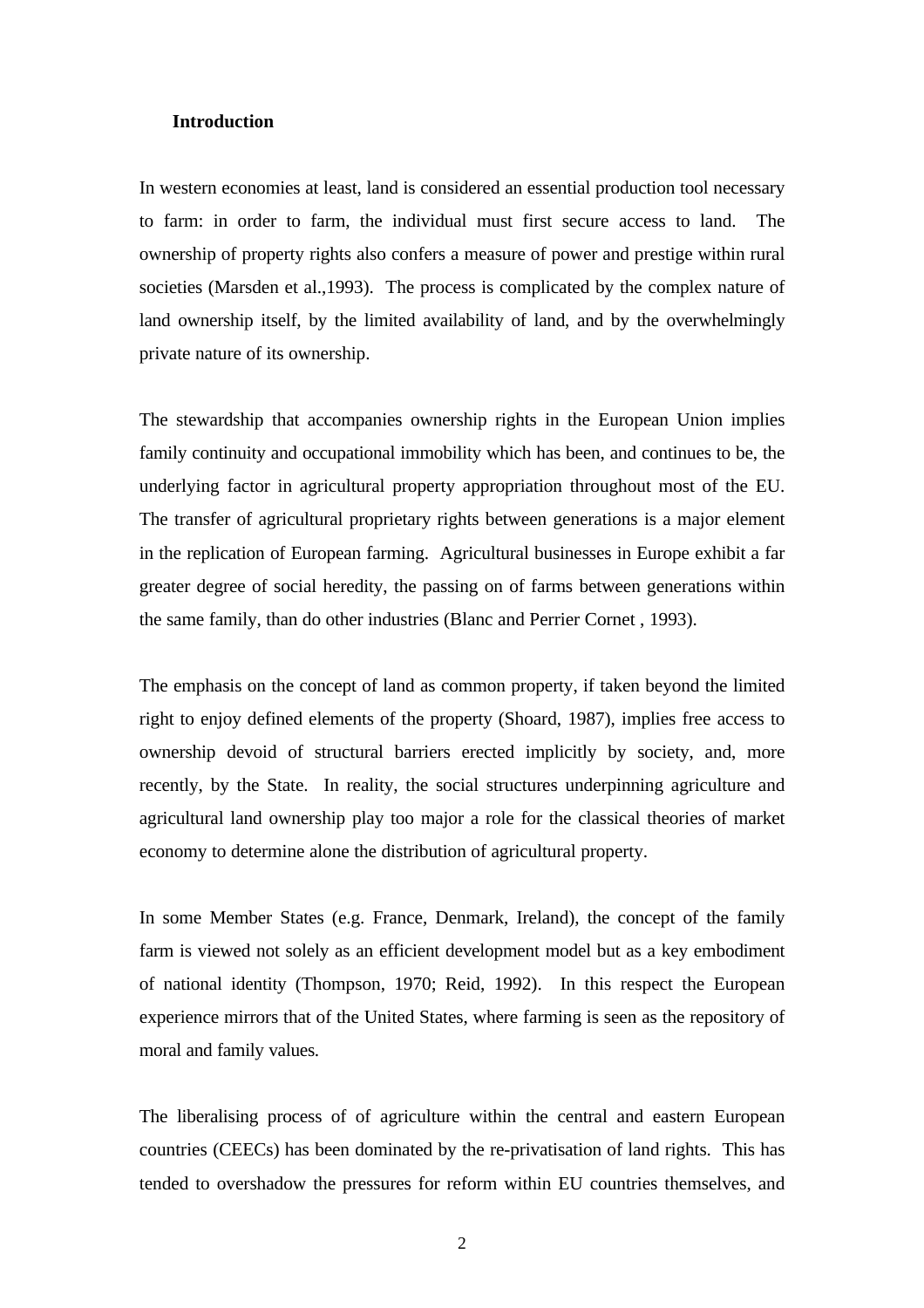## Introduction

In western economies at least, land is considered an essential production tool necessary to farm: in order to farm, the individual must first secure access to land. The ownership of property rights also confers a measure of power and prestige within rural societies (Marsden et al.,1993). The process is complicated by the complex nature of land ownership itself, by the limited availability of land, and by the overwhelmingly private nature of its ownership.

The stewardship that accompanies ownership rights in the European Union implies family continuity and occupational immobility which has been, and continues to be, the underlying factor in agricultural property appropriation throughout most of the EU. The transfer of agricultural proprietary rights between generations is a major element in the replication of European farming. Agricultural businesses in Europe exhibit a far greater degree of social heredity, the passing on of farms between generations within the same family, than do other industries (Blanc and Perrier Cornet , 1993).

The emphasis on the concept of land as common property, if taken beyond the limited right to enjoy defined elements of the property (Shoard, 1987), implies free access to ownership devoid of structural barriers erected implicitly by society, and, more recently, by the State. In reality, the social structures underpinning agriculture and agricultural land ownership play too major a role for the classical theories of market economy to determine alone the distribution of agricultural property.

In some Member States (e.g. France, Denmark, Ireland), the concept of the family farm is viewed not solely as an efficient development model but as a key embodiment of national identity (Thompson, 1970; Reid, 1992). In this respect the European experience mirrors that of the United States, where farming is seen as the repository of moral and family values.

The liberalising process of of agriculture within the central and eastern European countries (CEECs) has been dominated by the re-privatisation of land rights. This has tended to overshadow the pressures for reform within EU countries themselves, and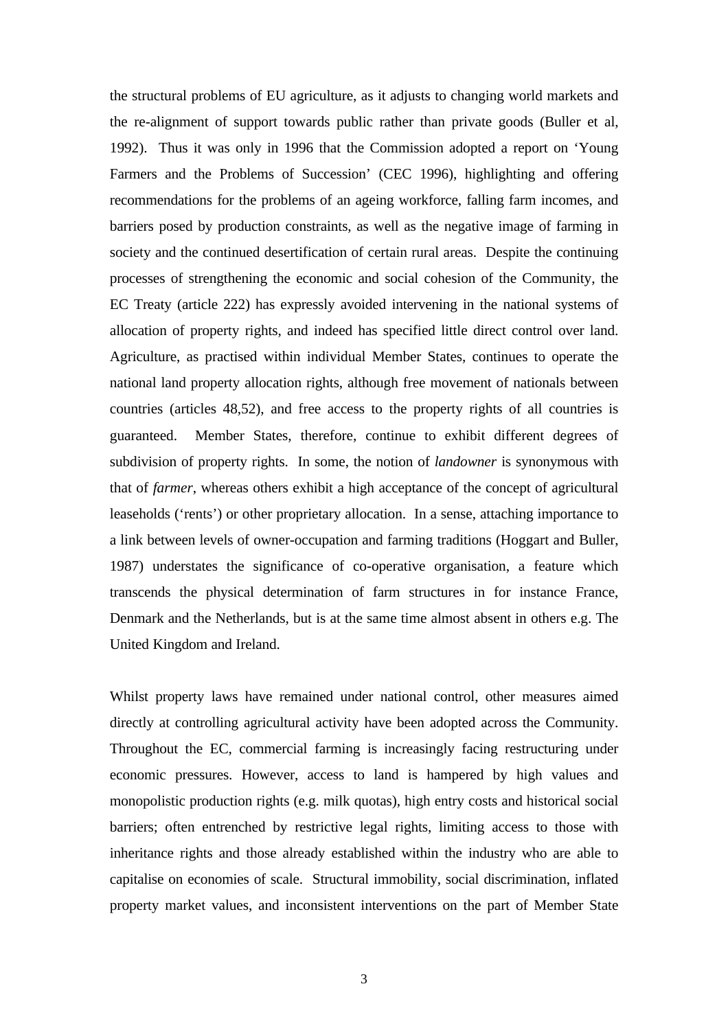the structural problems of EU agriculture, as it adjusts to changing world markets and the re-alignment of support towards public rather than private goods (Buller et al, 1992). Thus it was only in 1996 that the Commission adopted a report on 'Young Farmers and the Problems of Succession' (CEC 1996), highlighting and offering recommendations for the problems of an ageing workforce, falling farm incomes, and barriers posed by production constraints, as well as the negative image of farming in society and the continued desertification of certain rural areas. Despite the continuing processes of strengthening the economic and social cohesion of the Community, the EC Treaty (article 222) has expressly avoided intervening in the national systems of allocation of property rights, and indeed has specified little direct control over land. Agriculture, as practised within individual Member States, continues to operate the national land property allocation rights, although free movement of nationals between countries (articles 48,52), and free access to the property rights of all countries is guaranteed. Member States, therefore, continue to exhibit different degrees of subdivision of property rights. In some, the notion of *landowner* is synonymous with that of *farmer*, whereas others exhibit a high acceptance of the concept of agricultural leaseholds ('rents') or other proprietary allocation. In a sense, attaching importance to a link between levels of owner-occupation and farming traditions (Hoggart and Buller, 1987) understates the significance of co-operative organisation, a feature which transcends the physical determination of farm structures in for instance France, Denmark and the Netherlands, but is at the same time almost absent in others e.g. The United Kingdom and Ireland.

Whilst property laws have remained under national control, other measures aimed directly at controlling agricultural activity have been adopted across the Community. Throughout the EC, commercial farming is increasingly facing restructuring under economic pressures. However, access to land is hampered by high values and monopolistic production rights (e.g. milk quotas), high entry costs and historical social barriers; often entrenched by restrictive legal rights, limiting access to those with inheritance rights and those already established within the industry who are able to capitalise on economies of scale. Structural immobility, social discrimination, inflated property market values, and inconsistent interventions on the part of Member State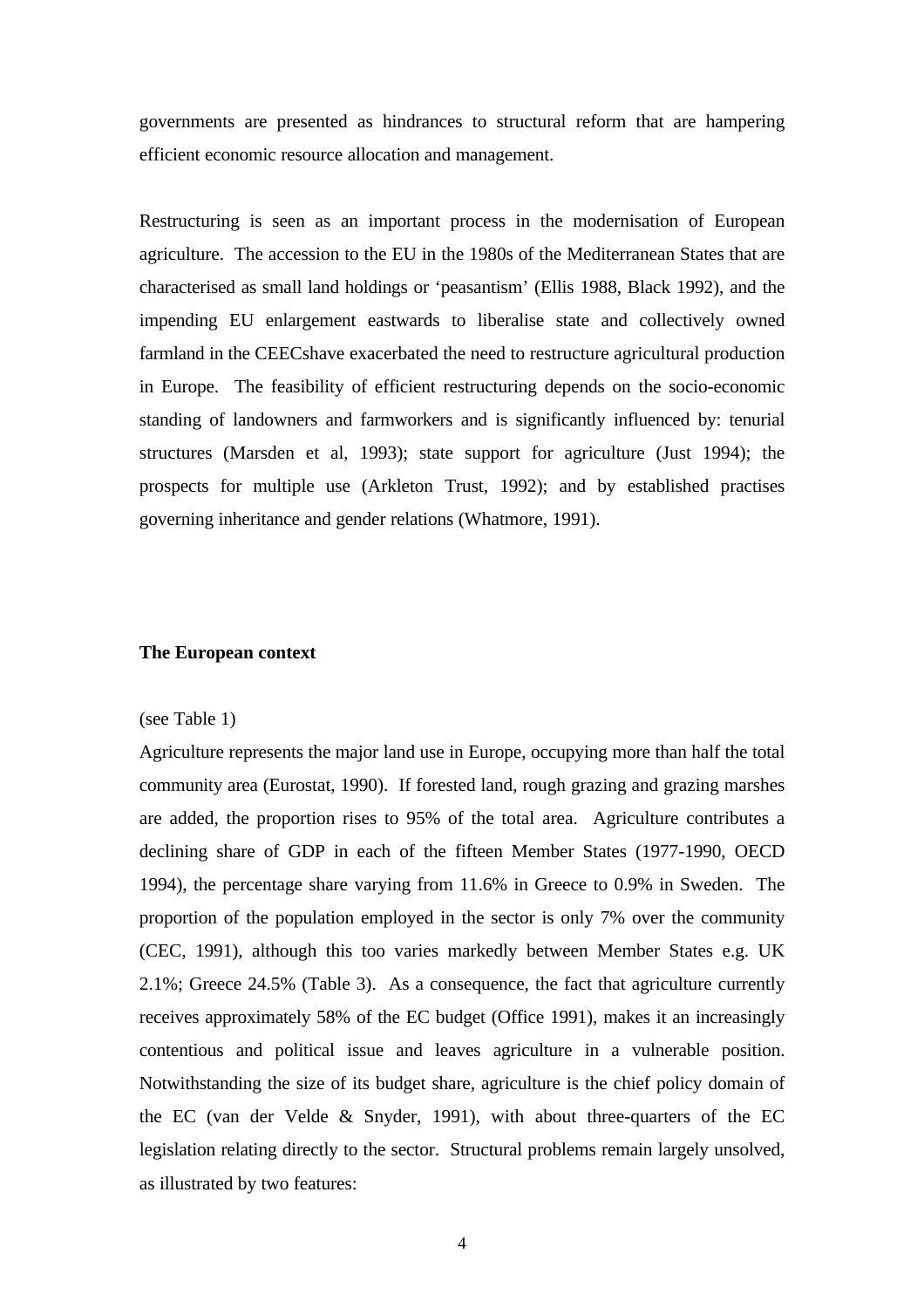governments are presented as hindrances to structural reform that are hampering efficient economic resource allocation and management.

Restructuring is seen as an important process in the modernisation of European agriculture. The accession to the EU in the 1980s of the Mediterranean States that are characterised as small land holdings or 'peasantism' (Ellis 1988, Black 1992), and the impending EU enlargement eastwards to liberalise state and collectively owned farmland in the CEECshave exacerbated the need to restructure agricultural production in Europe. The feasibility of efficient restructuring depends on the socio-economic standing of landowners and farmworkers and is significantly influenced by: tenurial structures (Marsden et al, 1993); state support for agriculture (Just 1994); the prospects for multiple use (Arkleton Trust, 1992); and by established practises governing inheritance and gender relations (Whatmore, 1991).

**The European context**

(see Table 1)

Agriculture represents the major land use in Europe, occupying more than half the total community area (Eurostat, 1990). If forested land, rough grazing and grazing marshes are added, the proportion rises to 95% of the total area. Agriculture contributes a declining share of GDP in each of the fifteen Member States (1977-1990, OECD 1994), the percentage share varying from 11.6% in Greece to 0.9% in Sweden. The proportion of the population employed in the sector is only 7% over the community (CEC, 1991), although this too varies markedly between Member States e.g. UK 2.1%; Greece 24.5% (Table 3). As a consequence, the fact that agriculture currently receives approximately 58% of the EC budget (Office 1991), makes it an increasingly contentious and political issue and leaves agriculture in a vulnerable position. Notwithstanding the size of its budget share, agriculture is the chief policy domain of the EC (van der Velde & Snyder, 1991), with about three-quarters of the EC legislation relating directly to the sector. Structural problems remain largely unsolved, as illustrated by two features: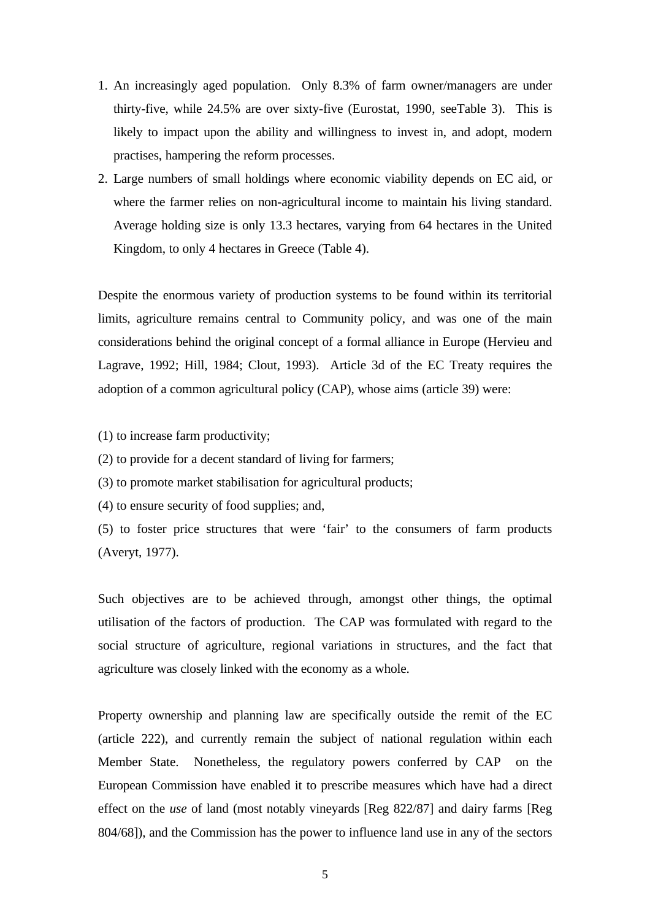1. An increasingly aged population. Only 8.3% of farm owner/managers are under thirty-five, while 24.5% are over sixty-five (Eurostat, 1990, seeTable 3). This is likely to impact upon the ability and willingness to invest in, and adopt, modern practises, hampering the reform processes.
2. Large numbers of small holdings where economic viability depends on EC aid, or where the farmer relies on non-agricultural income to maintain his living standard. Average holding size is only 13.3 hectares, varying from 64 hectares in the United Kingdom, to only 4 hectares in Greece (Table 4).

Despite the enormous variety of production systems to be found within its territorial limits, agriculture remains central to Community policy, and was one of the main considerations behind the original concept of a formal alliance in Europe (Hervieu and Lagrave, 1992; Hill, 1984; Clout, 1993). Article 3d of the EC Treaty requires the adoption of a common agricultural policy (CAP), whose aims (article 39) were:

(1) to increase farm productivity;

(2) to provide for a decent standard of living for farmers;

(3) to promote market stabilisation for agricultural products;

(4) to ensure security of food supplies; and,

(5) to foster price structures that were 'fair' to the consumers of farm products (Averyt, 1977).

Such objectives are to be achieved through, amongst other things, the optimal utilisation of the factors of production. The CAP was formulated with regard to the social structure of agriculture, regional variations in structures, and the fact that agriculture was closely linked with the economy as a whole.

Property ownership and planning law are specifically outside the remit of the EC (article 222), and currently remain the subject of national regulation within each Member State. Nonetheless, the regulatory powers conferred by CAP on the European Commission have enabled it to prescribe measures which have had a direct effect on the *use* of land (most notably vineyards [Reg 822/87] and dairy farms [Reg 804/68]), and the Commission has the power to influence land use in any of the sectors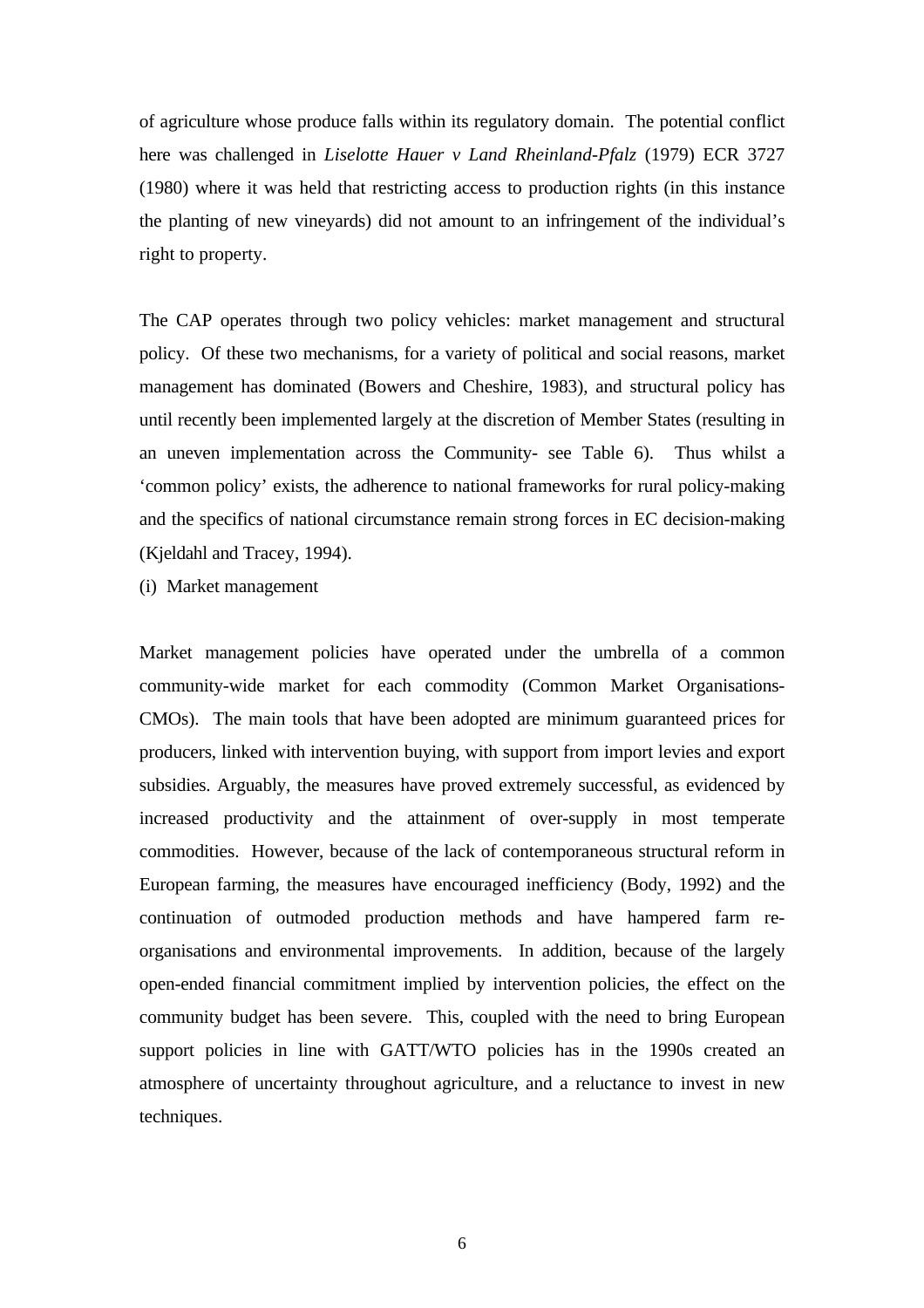of agriculture whose produce falls within its regulatory domain. The potential conflict here was challenged in *Liselotte Hauer v Land Rheinland-Pfalz* (1979) ECR 3727 (1980) where it was held that restricting access to production rights (in this instance the planting of new vineyards) did not amount to an infringement of the individual's right to property.

The CAP operates through two policy vehicles: market management and structural policy. Of these two mechanisms, for a variety of political and social reasons, market management has dominated (Bowers and Cheshire, 1983), and structural policy has until recently been implemented largely at the discretion of Member States (resulting in an uneven implementation across the Community- see Table 6). Thus whilst a 'common policy' exists, the adherence to national frameworks for rural policy-making and the specifics of national circumstance remain strong forces in EC decision-making (Kjeldahl and Tracey, 1994).

(i) Market management

Market management policies have operated under the umbrella of a common community-wide market for each commodity (Common Market Organisations-CMOs). The main tools that have been adopted are minimum guaranteed prices for producers, linked with intervention buying, with support from import levies and export subsidies. Arguably, the measures have proved extremely successful, as evidenced by increased productivity and the attainment of over-supply in most temperate commodities. However, because of the lack of contemporaneous structural reform in European farming, the measures have encouraged inefficiency (Body, 1992) and the continuation of outmoded production methods and have hampered farm re-organisations and environmental improvements. In addition, because of the largely open-ended financial commitment implied by intervention policies, the effect on the community budget has been severe. This, coupled with the need to bring European support policies in line with GATT/WTO policies has in the 1990s created an atmosphere of uncertainty throughout agriculture, and a reluctance to invest in new techniques.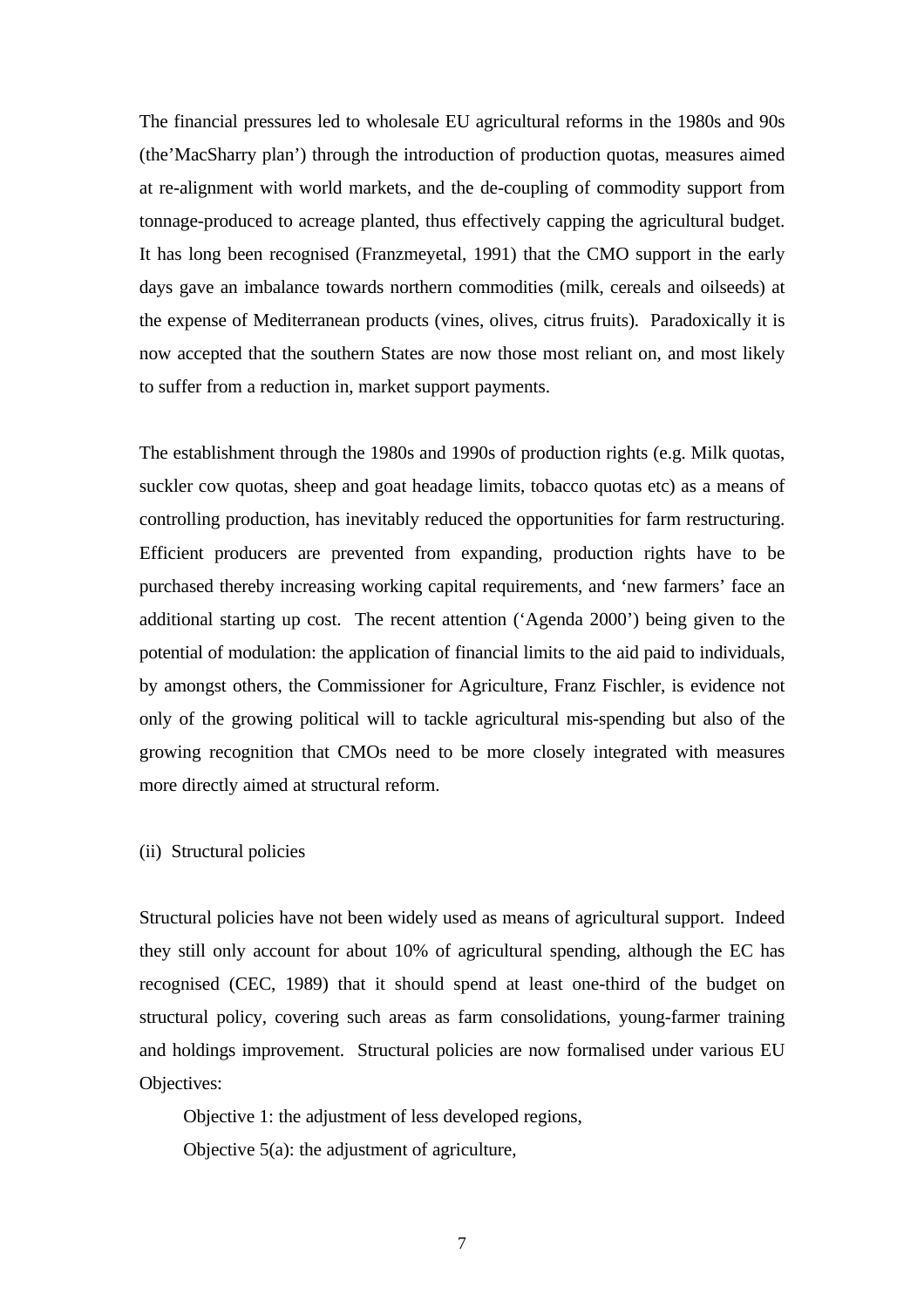The financial pressures led to wholesale EU agricultural reforms in the 1980s and 90s (the'MacSharry plan') through the introduction of production quotas, measures aimed at re-alignment with world markets, and the de-coupling of commodity support from tonnage-produced to acreage planted, thus effectively capping the agricultural budget. It has long been recognised (Franzmeyetal, 1991) that the CMO support in the early days gave an imbalance towards northern commodities (milk, cereals and oilseeds) at the expense of Mediterranean products (vines, olives, citrus fruits). Paradoxically it is now accepted that the southern States are now those most reliant on, and most likely to suffer from a reduction in, market support payments.

The establishment through the 1980s and 1990s of production rights (e.g. Milk quotas, suckler cow quotas, sheep and goat headage limits, tobacco quotas etc) as a means of controlling production, has inevitably reduced the opportunities for farm restructuring. Efficient producers are prevented from expanding, production rights have to be purchased thereby increasing working capital requirements, and 'new farmers' face an additional starting up cost. The recent attention ('Agenda 2000') being given to the potential of modulation: the application of financial limits to the aid paid to individuals, by amongst others, the Commissioner for Agriculture, Franz Fischler, is evidence not only of the growing political will to tackle agricultural mis-spending but also of the growing recognition that CMOs need to be more closely integrated with measures more directly aimed at structural reform.

(ii) Structural policies

Structural policies have not been widely used as means of agricultural support. Indeed they still only account for about 10% of agricultural spending, although the EC has recognised (CEC, 1989) that it should spend at least one-third of the budget on structural policy, covering such areas as farm consolidations, young-farmer training and holdings improvement. Structural policies are now formalised under various EU Objectives:

Objective 1: the adjustment of less developed regions,

Objective 5(a): the adjustment of agriculture,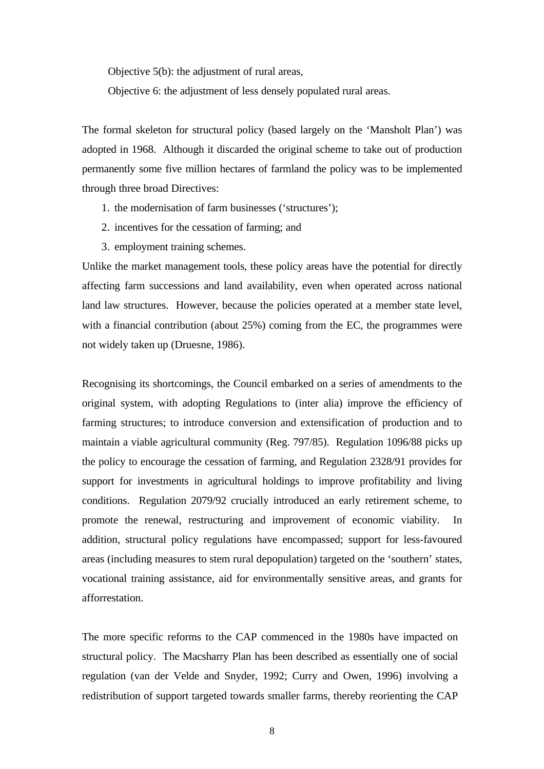Objective 5(b): the adjustment of rural areas,

Objective 6: the adjustment of less densely populated rural areas.

The formal skeleton for structural policy (based largely on the 'Mansholt Plan') was adopted in 1968. Although it discarded the original scheme to take out of production permanently some five million hectares of farmland the policy was to be implemented through three broad Directives:

1. the modernisation of farm businesses ('structures');
2. incentives for the cessation of farming; and
3. employment training schemes.

Unlike the market management tools, these policy areas have the potential for directly affecting farm successions and land availability, even when operated across national land law structures. However, because the policies operated at a member state level, with a financial contribution (about 25%) coming from the EC, the programmes were not widely taken up (Druesne, 1986).

Recognising its shortcomings, the Council embarked on a series of amendments to the original system, with adopting Regulations to (inter alia) improve the efficiency of farming structures; to introduce conversion and extensification of production and to maintain a viable agricultural community (Reg. 797/85). Regulation 1096/88 picks up the policy to encourage the cessation of farming, and Regulation 2328/91 provides for support for investments in agricultural holdings to improve profitability and living conditions. Regulation 2079/92 crucially introduced an early retirement scheme, to promote the renewal, restructuring and improvement of economic viability. In addition, structural policy regulations have encompassed; support for less-favoured areas (including measures to stem rural depopulation) targeted on the 'southern' states, vocational training assistance, aid for environmentally sensitive areas, and grants for afforrestation.

The more specific reforms to the CAP commenced in the 1980s have impacted on structural policy. The Macsharry Plan has been described as essentially one of social regulation (van der Velde and Snyder, 1992; Curry and Owen, 1996) involving a redistribution of support targeted towards smaller farms, thereby reorienting the CAP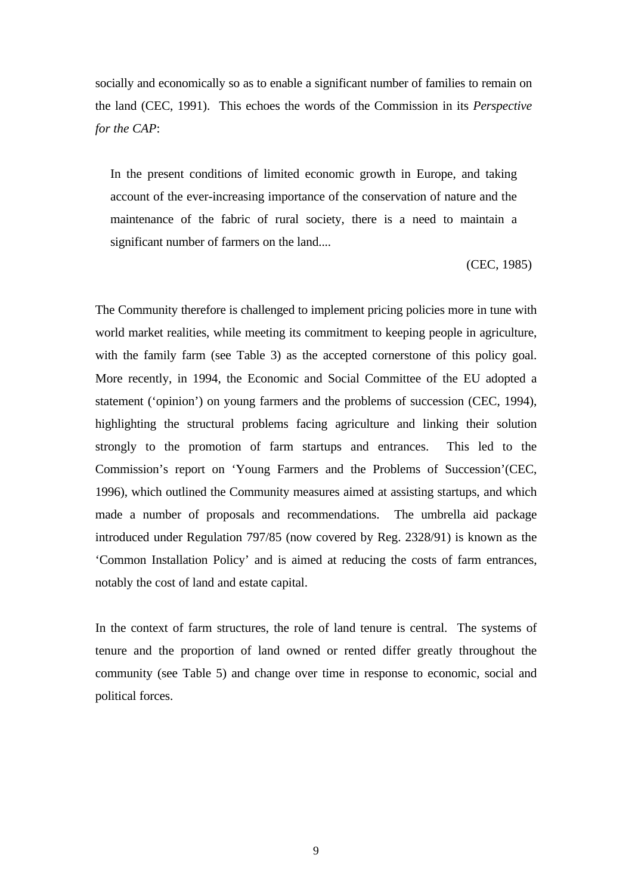socially and economically so as to enable a significant number of families to remain on the land (CEC, 1991). This echoes the words of the Commission in its *Perspective for the CAP*:

> In the present conditions of limited economic growth in Europe, and taking account of the ever-increasing importance of the conservation of nature and the maintenance of the fabric of rural society, there is a need to maintain a significant number of farmers on the land....
>
> (CEC, 1985)

The Community therefore is challenged to implement pricing policies more in tune with world market realities, while meeting its commitment to keeping people in agriculture, with the family farm (see Table 3) as the accepted cornerstone of this policy goal. More recently, in 1994, the Economic and Social Committee of the EU adopted a statement ('opinion') on young farmers and the problems of succession (CEC, 1994), highlighting the structural problems facing agriculture and linking their solution strongly to the promotion of farm startups and entrances. This led to the Commission's report on 'Young Farmers and the Problems of Succession'(CEC, 1996), which outlined the Community measures aimed at assisting startups, and which made a number of proposals and recommendations. The umbrella aid package introduced under Regulation 797/85 (now covered by Reg. 2328/91) is known as the 'Common Installation Policy' and is aimed at reducing the costs of farm entrances, notably the cost of land and estate capital.

In the context of farm structures, the role of land tenure is central. The systems of tenure and the proportion of land owned or rented differ greatly throughout the community (see Table 5) and change over time in response to economic, social and political forces.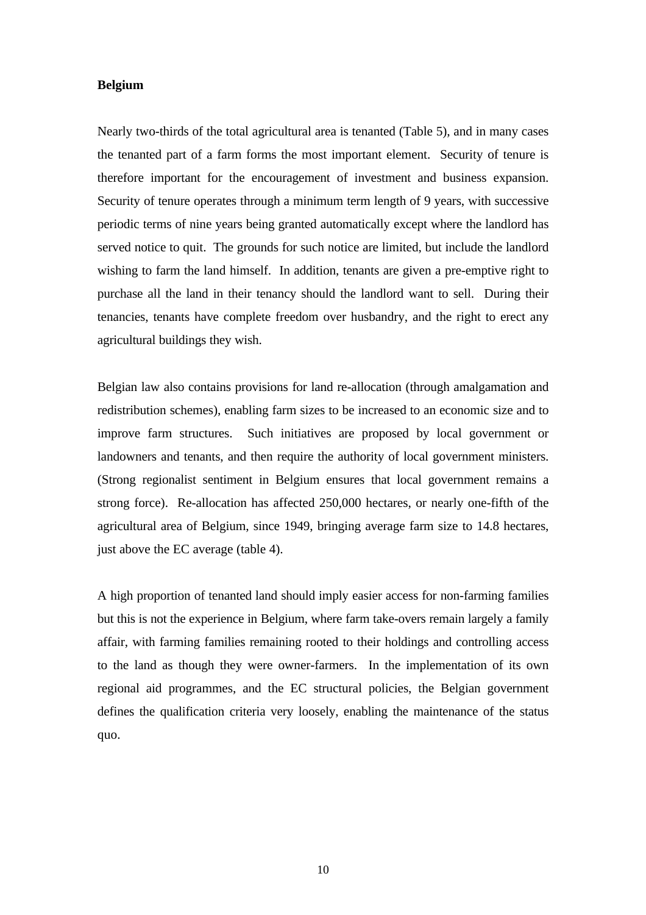**Belgium**

Nearly two-thirds of the total agricultural area is tenanted (Table 5), and in many cases the tenanted part of a farm forms the most important element. Security of tenure is therefore important for the encouragement of investment and business expansion. Security of tenure operates through a minimum term length of 9 years, with successive periodic terms of nine years being granted automatically except where the landlord has served notice to quit. The grounds for such notice are limited, but include the landlord wishing to farm the land himself. In addition, tenants are given a pre-emptive right to purchase all the land in their tenancy should the landlord want to sell. During their tenancies, tenants have complete freedom over husbandry, and the right to erect any agricultural buildings they wish.

Belgian law also contains provisions for land re-allocation (through amalgamation and redistribution schemes), enabling farm sizes to be increased to an economic size and to improve farm structures. Such initiatives are proposed by local government or landowners and tenants, and then require the authority of local government ministers. (Strong regionalist sentiment in Belgium ensures that local government remains a strong force). Re-allocation has affected 250,000 hectares, or nearly one-fifth of the agricultural area of Belgium, since 1949, bringing average farm size to 14.8 hectares, just above the EC average (table 4).

A high proportion of tenanted land should imply easier access for non-farming families but this is not the experience in Belgium, where farm take-overs remain largely a family affair, with farming families remaining rooted to their holdings and controlling access to the land as though they were owner-farmers. In the implementation of its own regional aid programmes, and the EC structural policies, the Belgian government defines the qualification criteria very loosely, enabling the maintenance of the status quo.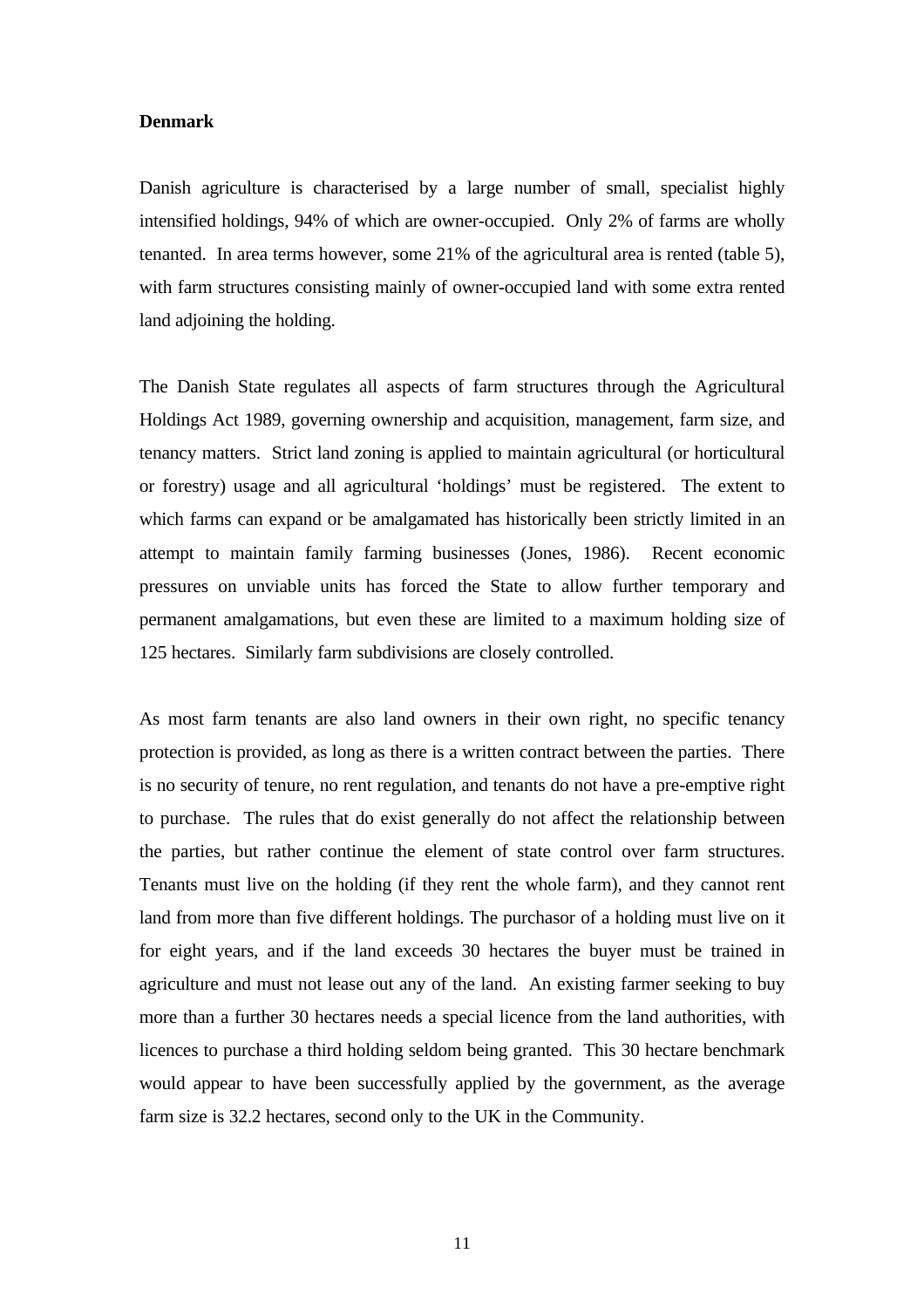**Denmark**

Danish agriculture is characterised by a large number of small, specialist highly intensified holdings, 94% of which are owner-occupied. Only 2% of farms are wholly tenanted. In area terms however, some 21% of the agricultural area is rented (table 5), with farm structures consisting mainly of owner-occupied land with some extra rented land adjoining the holding.

The Danish State regulates all aspects of farm structures through the Agricultural Holdings Act 1989, governing ownership and acquisition, management, farm size, and tenancy matters. Strict land zoning is applied to maintain agricultural (or horticultural or forestry) usage and all agricultural 'holdings' must be registered. The extent to which farms can expand or be amalgamated has historically been strictly limited in an attempt to maintain family farming businesses (Jones, 1986). Recent economic pressures on unviable units has forced the State to allow further temporary and permanent amalgamations, but even these are limited to a maximum holding size of 125 hectares. Similarly farm subdivisions are closely controlled.

As most farm tenants are also land owners in their own right, no specific tenancy protection is provided, as long as there is a written contract between the parties. There is no security of tenure, no rent regulation, and tenants do not have a pre-emptive right to purchase. The rules that do exist generally do not affect the relationship between the parties, but rather continue the element of state control over farm structures. Tenants must live on the holding (if they rent the whole farm), and they cannot rent land from more than five different holdings. The purchasor of a holding must live on it for eight years, and if the land exceeds 30 hectares the buyer must be trained in agriculture and must not lease out any of the land. An existing farmer seeking to buy more than a further 30 hectares needs a special licence from the land authorities, with licences to purchase a third holding seldom being granted. This 30 hectare benchmark would appear to have been successfully applied by the government, as the average farm size is 32.2 hectares, second only to the UK in the Community.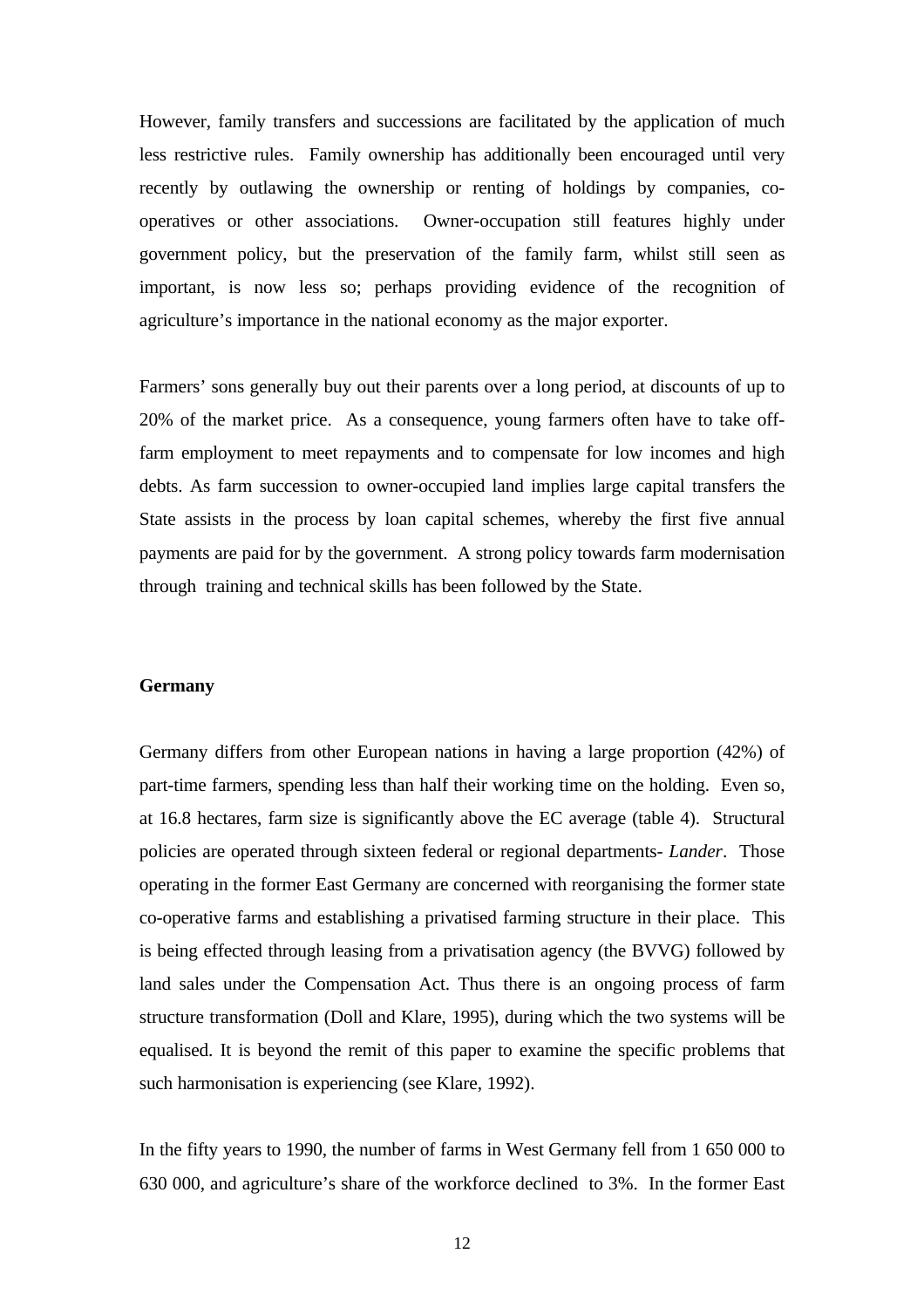However, family transfers and successions are facilitated by the application of much less restrictive rules. Family ownership has additionally been encouraged until very recently by outlawing the ownership or renting of holdings by companies, co-operatives or other associations. Owner-occupation still features highly under government policy, but the preservation of the family farm, whilst still seen as important, is now less so; perhaps providing evidence of the recognition of agriculture's importance in the national economy as the major exporter.

Farmers' sons generally buy out their parents over a long period, at discounts of up to 20% of the market price. As a consequence, young farmers often have to take off-farm employment to meet repayments and to compensate for low incomes and high debts. As farm succession to owner-occupied land implies large capital transfers the State assists in the process by loan capital schemes, whereby the first five annual payments are paid for by the government. A strong policy towards farm modernisation through training and technical skills has been followed by the State.

**Germany**

Germany differs from other European nations in having a large proportion (42%) of part-time farmers, spending less than half their working time on the holding. Even so, at 16.8 hectares, farm size is significantly above the EC average (table 4). Structural policies are operated through sixteen federal or regional departments- *Lander*. Those operating in the former East Germany are concerned with reorganising the former state co-operative farms and establishing a privatised farming structure in their place. This is being effected through leasing from a privatisation agency (the BVVG) followed by land sales under the Compensation Act. Thus there is an ongoing process of farm structure transformation (Doll and Klare, 1995), during which the two systems will be equalised. It is beyond the remit of this paper to examine the specific problems that such harmonisation is experiencing (see Klare, 1992).

In the fifty years to 1990, the number of farms in West Germany fell from 1 650 000 to 630 000, and agriculture's share of the workforce declined to 3%. In the former East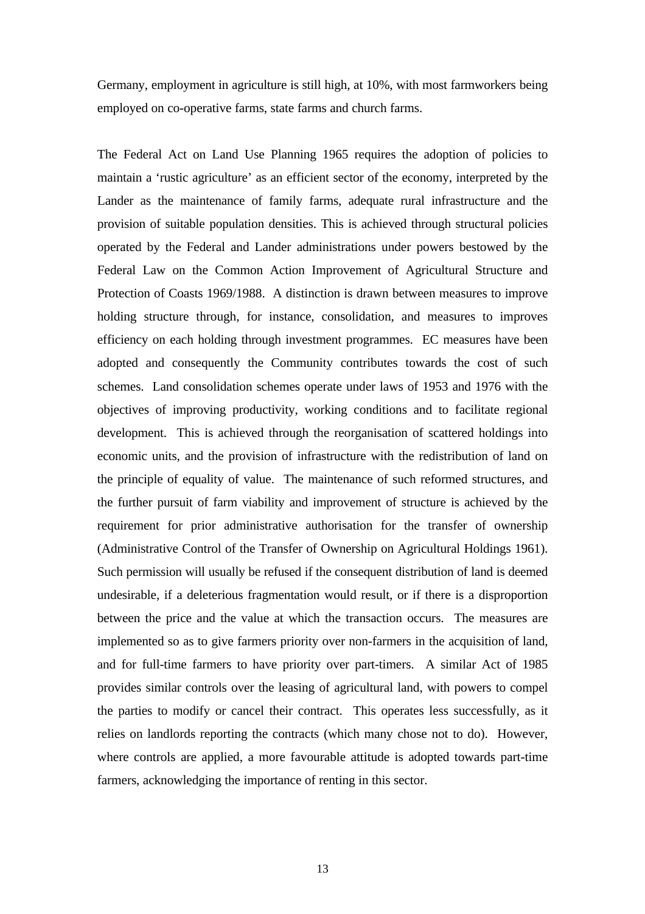Germany, employment in agriculture is still high, at 10%, with most farmworkers being employed on co-operative farms, state farms and church farms.

The Federal Act on Land Use Planning 1965 requires the adoption of policies to maintain a 'rustic agriculture' as an efficient sector of the economy, interpreted by the Lander as the maintenance of family farms, adequate rural infrastructure and the provision of suitable population densities. This is achieved through structural policies operated by the Federal and Lander administrations under powers bestowed by the Federal Law on the Common Action Improvement of Agricultural Structure and Protection of Coasts 1969/1988. A distinction is drawn between measures to improve holding structure through, for instance, consolidation, and measures to improves efficiency on each holding through investment programmes. EC measures have been adopted and consequently the Community contributes towards the cost of such schemes. Land consolidation schemes operate under laws of 1953 and 1976 with the objectives of improving productivity, working conditions and to facilitate regional development. This is achieved through the reorganisation of scattered holdings into economic units, and the provision of infrastructure with the redistribution of land on the principle of equality of value. The maintenance of such reformed structures, and the further pursuit of farm viability and improvement of structure is achieved by the requirement for prior administrative authorisation for the transfer of ownership (Administrative Control of the Transfer of Ownership on Agricultural Holdings 1961). Such permission will usually be refused if the consequent distribution of land is deemed undesirable, if a deleterious fragmentation would result, or if there is a disproportion between the price and the value at which the transaction occurs. The measures are implemented so as to give farmers priority over non-farmers in the acquisition of land, and for full-time farmers to have priority over part-timers. A similar Act of 1985 provides similar controls over the leasing of agricultural land, with powers to compel the parties to modify or cancel their contract. This operates less successfully, as it relies on landlords reporting the contracts (which many chose not to do). However, where controls are applied, a more favourable attitude is adopted towards part-time farmers, acknowledging the importance of renting in this sector.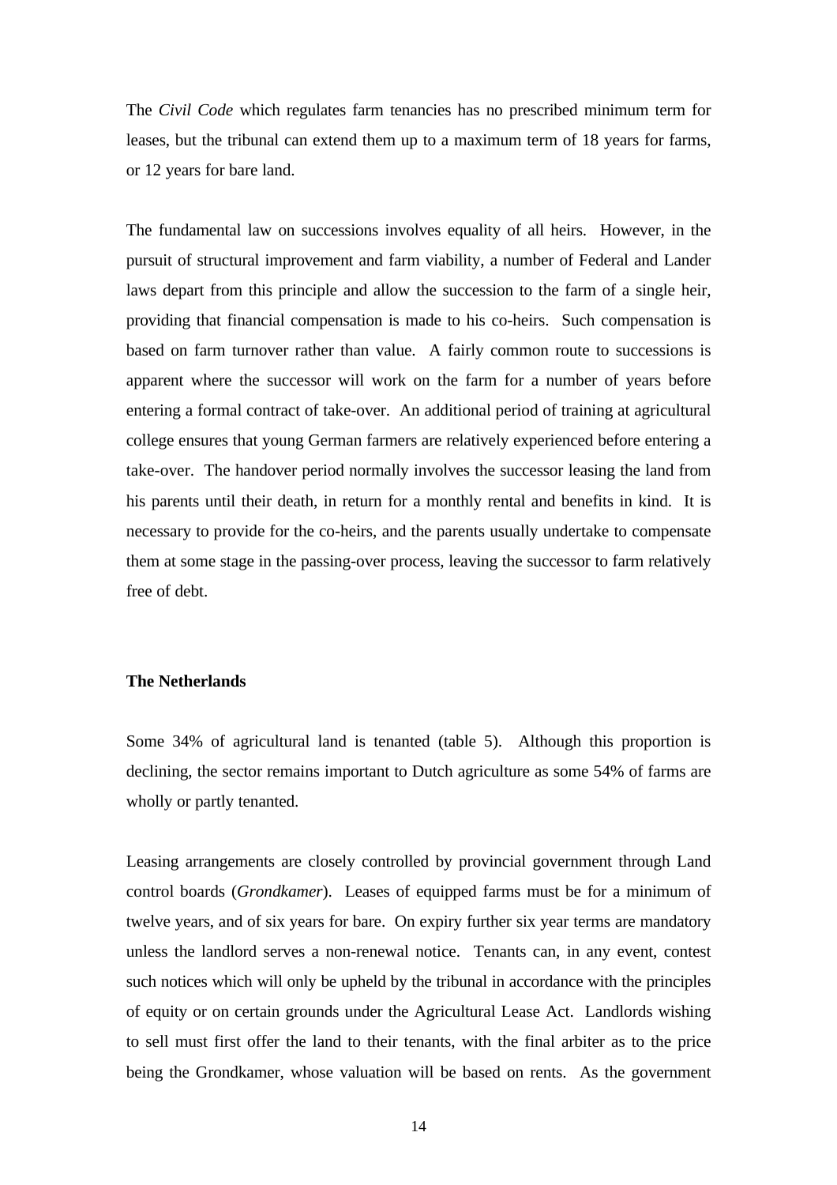The *Civil Code* which regulates farm tenancies has no prescribed minimum term for leases, but the tribunal can extend them up to a maximum term of 18 years for farms, or 12 years for bare land.

The fundamental law on successions involves equality of all heirs. However, in the pursuit of structural improvement and farm viability, a number of Federal and Lander laws depart from this principle and allow the succession to the farm of a single heir, providing that financial compensation is made to his co-heirs. Such compensation is based on farm turnover rather than value. A fairly common route to successions is apparent where the successor will work on the farm for a number of years before entering a formal contract of take-over. An additional period of training at agricultural college ensures that young German farmers are relatively experienced before entering a take-over. The handover period normally involves the successor leasing the land from his parents until their death, in return for a monthly rental and benefits in kind. It is necessary to provide for the co-heirs, and the parents usually undertake to compensate them at some stage in the passing-over process, leaving the successor to farm relatively free of debt.

**The Netherlands**

Some 34% of agricultural land is tenanted (table 5). Although this proportion is declining, the sector remains important to Dutch agriculture as some 54% of farms are wholly or partly tenanted.

Leasing arrangements are closely controlled by provincial government through Land control boards (*Grondkamer*). Leases of equipped farms must be for a minimum of twelve years, and of six years for bare. On expiry further six year terms are mandatory unless the landlord serves a non-renewal notice. Tenants can, in any event, contest such notices which will only be upheld by the tribunal in accordance with the principles of equity or on certain grounds under the Agricultural Lease Act. Landlords wishing to sell must first offer the land to their tenants, with the final arbiter as to the price being the Grondkamer, whose valuation will be based on rents. As the government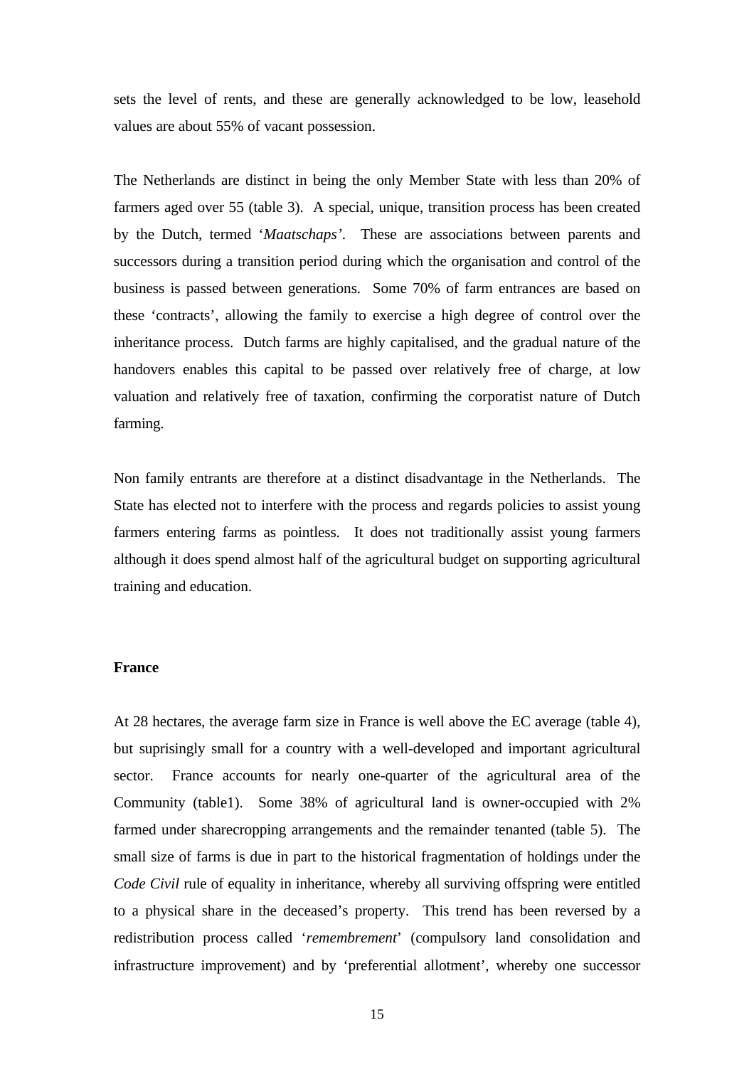sets the level of rents, and these are generally acknowledged to be low, leasehold values are about 55% of vacant possession.

The Netherlands are distinct in being the only Member State with less than 20% of farmers aged over 55 (table 3). A special, unique, transition process has been created by the Dutch, termed '*Maatschaps'*. These are associations between parents and successors during a transition period during which the organisation and control of the business is passed between generations. Some 70% of farm entrances are based on these 'contracts', allowing the family to exercise a high degree of control over the inheritance process. Dutch farms are highly capitalised, and the gradual nature of the handovers enables this capital to be passed over relatively free of charge, at low valuation and relatively free of taxation, confirming the corporatist nature of Dutch farming.

Non family entrants are therefore at a distinct disadvantage in the Netherlands. The State has elected not to interfere with the process and regards policies to assist young farmers entering farms as pointless. It does not traditionally assist young farmers although it does spend almost half of the agricultural budget on supporting agricultural training and education.

**France**

At 28 hectares, the average farm size in France is well above the EC average (table 4), but suprisingly small for a country with a well-developed and important agricultural sector. France accounts for nearly one-quarter of the agricultural area of the Community (table1). Some 38% of agricultural land is owner-occupied with 2% farmed under sharecropping arrangements and the remainder tenanted (table 5). The small size of farms is due in part to the historical fragmentation of holdings under the *Code Civil* rule of equality in inheritance, whereby all surviving offspring were entitled to a physical share in the deceased's property. This trend has been reversed by a redistribution process called '*remembrement*' (compulsory land consolidation and infrastructure improvement) and by 'preferential allotment', whereby one successor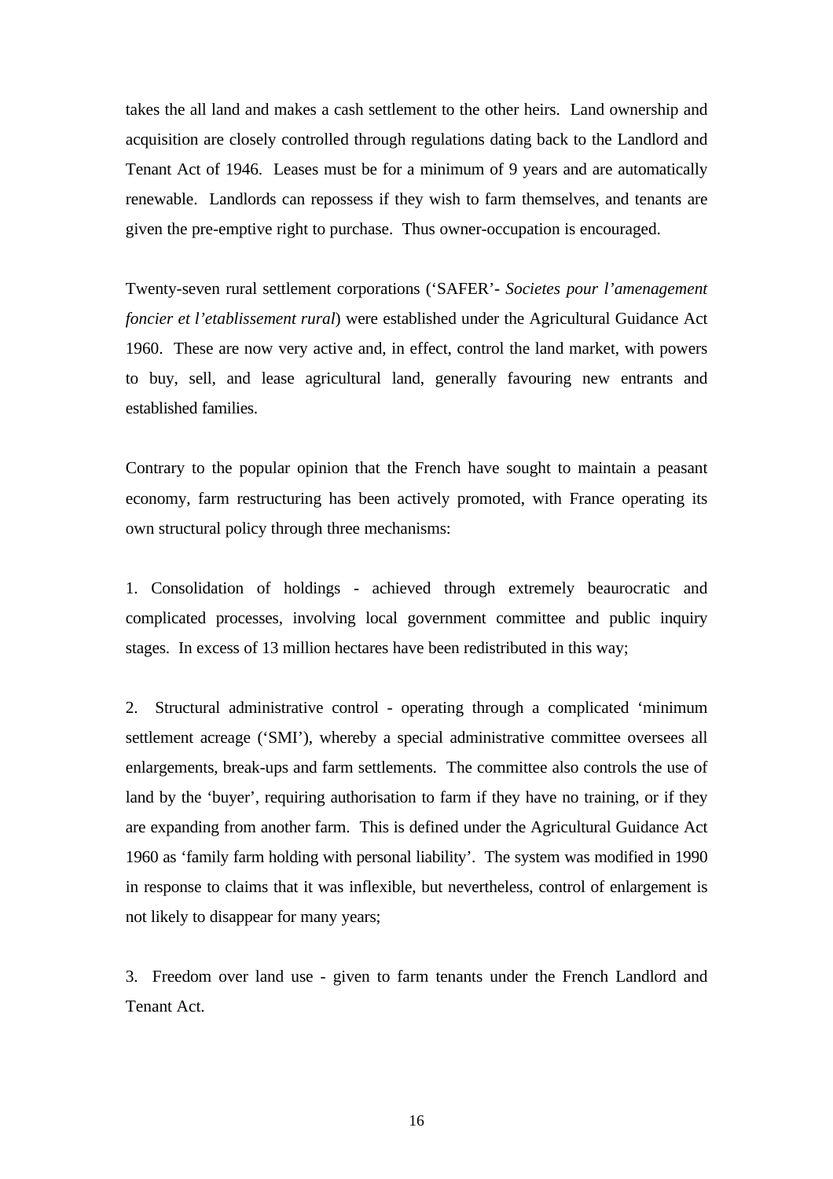takes the all land and makes a cash settlement to the other heirs.  Land ownership and acquisition are closely controlled through regulations dating back to the Landlord and Tenant Act of 1946.  Leases must be for a minimum of 9 years and are automatically renewable.  Landlords can repossess if they wish to farm themselves, and tenants are given the pre-emptive right to purchase.  Thus owner-occupation is encouraged.

Twenty-seven rural settlement corporations (‘SAFER’- *Societes pour l’amenagement foncier et l’etablissement rural*) were established under the Agricultural Guidance Act 1960.  These are now very active and, in effect, control the land market, with powers to buy, sell, and lease agricultural land, generally favouring new entrants and established families.

Contrary to the popular opinion that the French have sought to maintain a peasant economy, farm restructuring has been actively promoted, with France operating its own structural policy through three mechanisms:

1. Consolidation of holdings - achieved through extremely beaurocratic and complicated processes, involving local government committee and public inquiry stages.  In excess of 13 million hectares have been redistributed in this way;

2. Structural administrative control - operating through a complicated ‘minimum settlement acreage (‘SMI’), whereby a special administrative committee oversees all enlargements, break-ups and farm settlements.  The committee also controls the use of land by the ‘buyer’, requiring authorisation to farm if they have no training, or if they are expanding from another farm.  This is defined under the Agricultural Guidance Act 1960 as ‘family farm holding with personal liability’.  The system was modified in 1990 in response to claims that it was inflexible, but nevertheless, control of enlargement is not likely to disappear for many years;

3. Freedom over land use - given to farm tenants under the French Landlord and Tenant Act.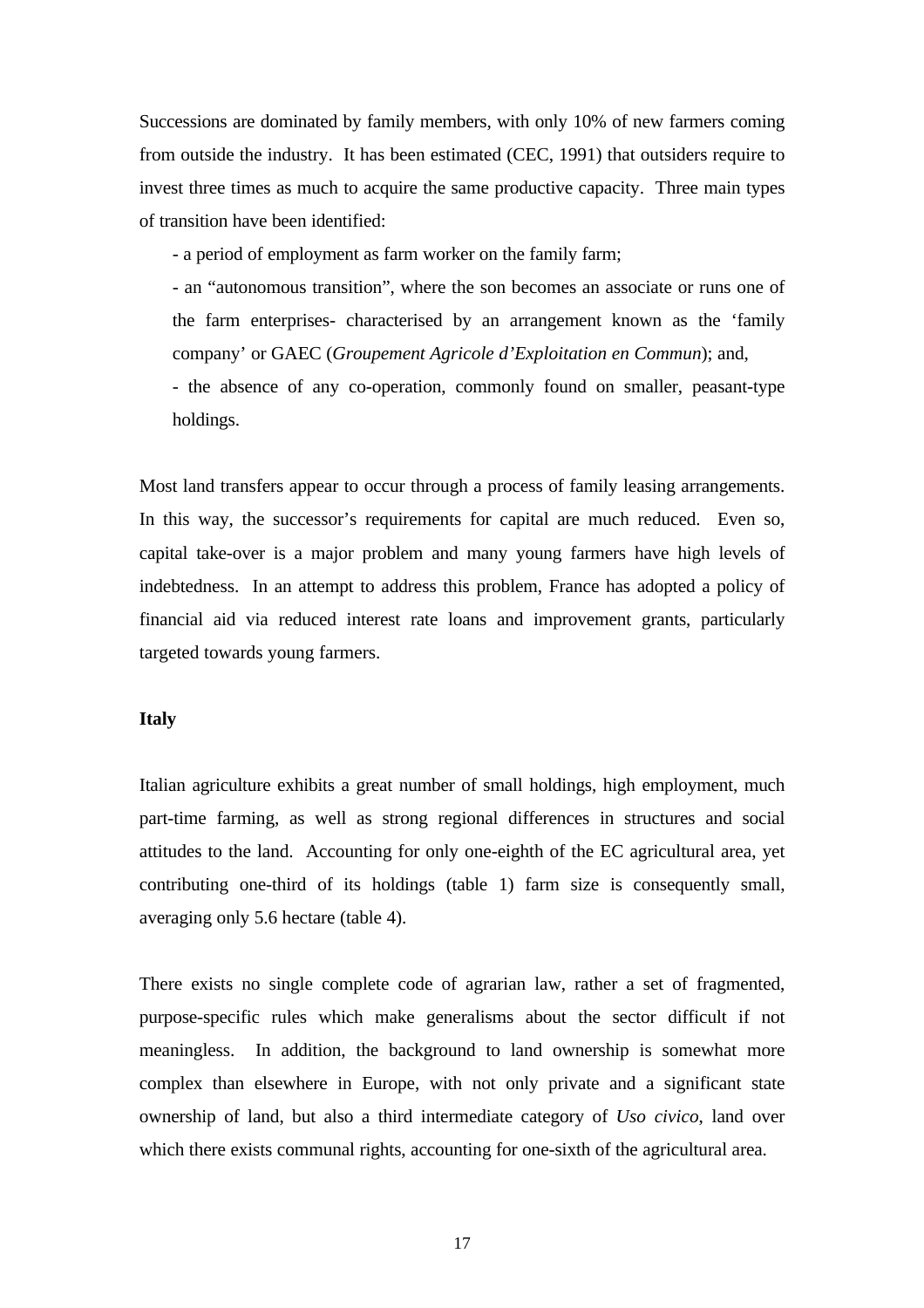Successions are dominated by family members, with only 10% of new farmers coming from outside the industry. It has been estimated (CEC, 1991) that outsiders require to invest three times as much to acquire the same productive capacity. Three main types of transition have been identified:

- a period of employment as farm worker on the family farm;
- an “autonomous transition”, where the son becomes an associate or runs one of the farm enterprises- characterised by an arrangement known as the ‘family company’ or GAEC (*Groupement Agricole d’Exploitation en Commun*); and,
- the absence of any co-operation, commonly found on smaller, peasant-type holdings.

Most land transfers appear to occur through a process of family leasing arrangements. In this way, the successor’s requirements for capital are much reduced. Even so, capital take-over is a major problem and many young farmers have high levels of indebtedness. In an attempt to address this problem, France has adopted a policy of financial aid via reduced interest rate loans and improvement grants, particularly targeted towards young farmers.

**Italy**

Italian agriculture exhibits a great number of small holdings, high employment, much part-time farming, as well as strong regional differences in structures and social attitudes to the land. Accounting for only one-eighth of the EC agricultural area, yet contributing one-third of its holdings (table 1) farm size is consequently small, averaging only 5.6 hectare (table 4).

There exists no single complete code of agrarian law, rather a set of fragmented, purpose-specific rules which make generalisms about the sector difficult if not meaningless. In addition, the background to land ownership is somewhat more complex than elsewhere in Europe, with not only private and a significant state ownership of land, but also a third intermediate category of *Uso civico*, land over which there exists communal rights, accounting for one-sixth of the agricultural area.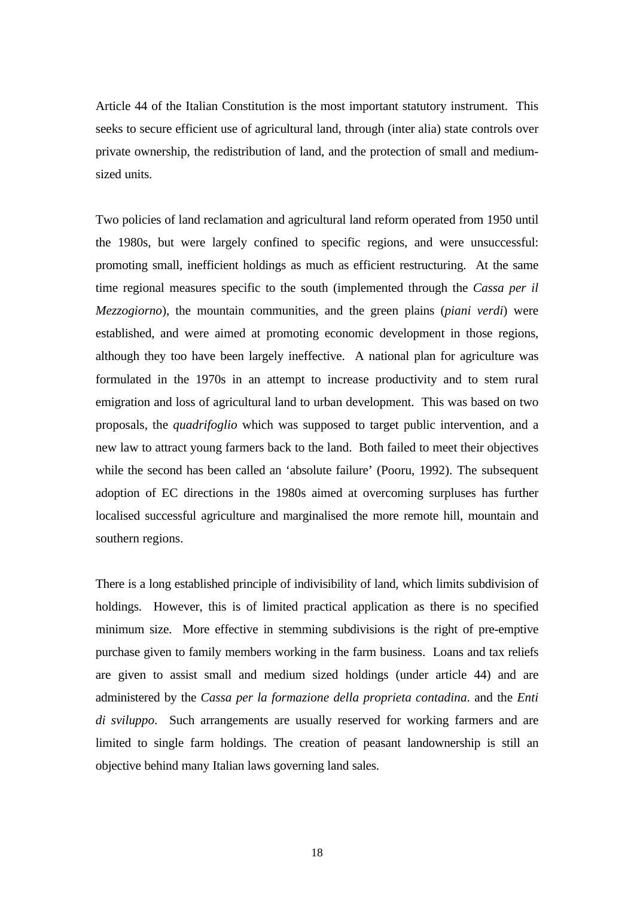Article 44 of the Italian Constitution is the most important statutory instrument. This seeks to secure efficient use of agricultural land, through (inter alia) state controls over private ownership, the redistribution of land, and the protection of small and medium-sized units.

Two policies of land reclamation and agricultural land reform operated from 1950 until the 1980s, but were largely confined to specific regions, and were unsuccessful: promoting small, inefficient holdings as much as efficient restructuring. At the same time regional measures specific to the south (implemented through the *Cassa per il Mezzogiorno*), the mountain communities, and the green plains (*piani verdi*) were established, and were aimed at promoting economic development in those regions, although they too have been largely ineffective. A national plan for agriculture was formulated in the 1970s in an attempt to increase productivity and to stem rural emigration and loss of agricultural land to urban development. This was based on two proposals, the *quadrifoglio* which was supposed to target public intervention, and a new law to attract young farmers back to the land. Both failed to meet their objectives while the second has been called an 'absolute failure' (Pooru, 1992). The subsequent adoption of EC directions in the 1980s aimed at overcoming surpluses has further localised successful agriculture and marginalised the more remote hill, mountain and southern regions.

There is a long established principle of indivisibility of land, which limits subdivision of holdings. However, this is of limited practical application as there is no specified minimum size. More effective in stemming subdivisions is the right of pre-emptive purchase given to family members working in the farm business. Loans and tax reliefs are given to assist small and medium sized holdings (under article 44) and are administered by the *Cassa per la formazione della proprieta contadina*. and the *Enti di sviluppo*. Such arrangements are usually reserved for working farmers and are limited to single farm holdings. The creation of peasant landownership is still an objective behind many Italian laws governing land sales.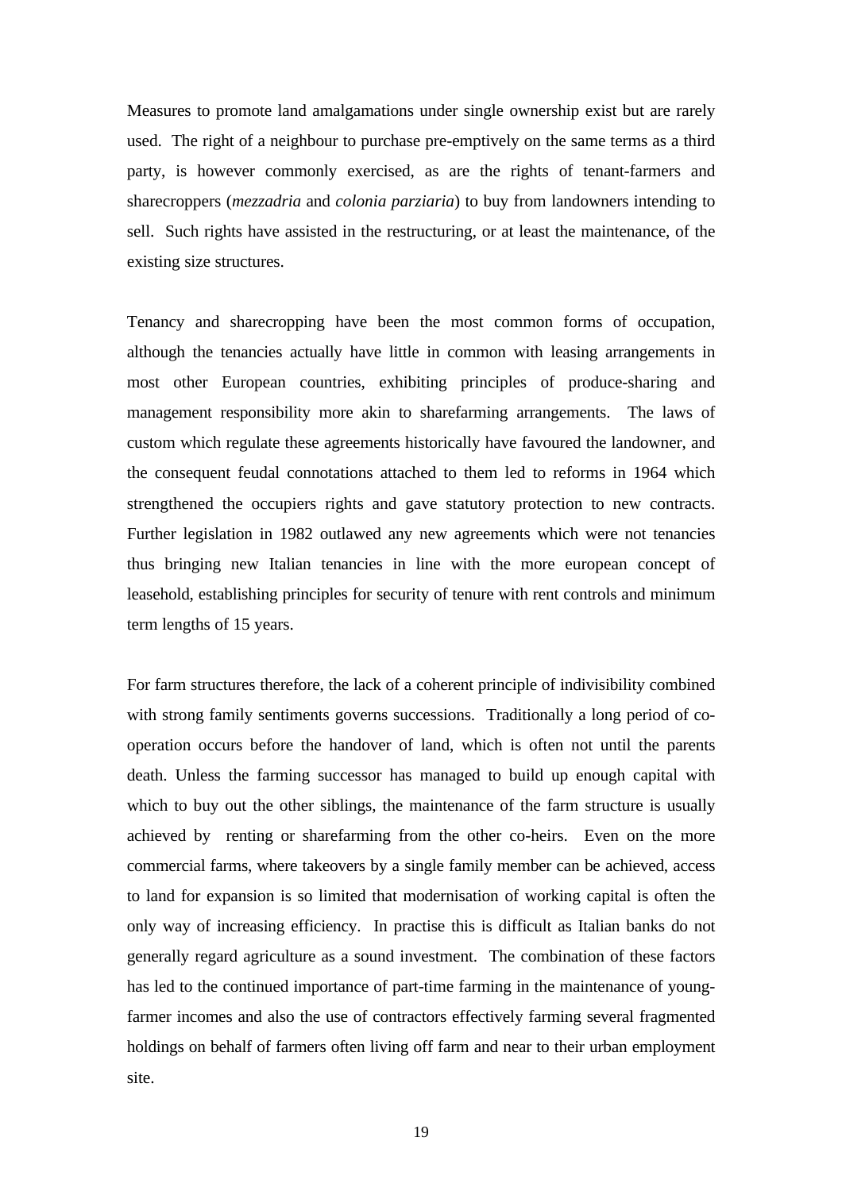Measures to promote land amalgamations under single ownership exist but are rarely used. The right of a neighbour to purchase pre-emptively on the same terms as a third party, is however commonly exercised, as are the rights of tenant-farmers and sharecroppers (*mezzadria* and *colonia parziaria*) to buy from landowners intending to sell. Such rights have assisted in the restructuring, or at least the maintenance, of the existing size structures.

Tenancy and sharecropping have been the most common forms of occupation, although the tenancies actually have little in common with leasing arrangements in most other European countries, exhibiting principles of produce-sharing and management responsibility more akin to sharefarming arrangements. The laws of custom which regulate these agreements historically have favoured the landowner, and the consequent feudal connotations attached to them led to reforms in 1964 which strengthened the occupiers rights and gave statutory protection to new contracts. Further legislation in 1982 outlawed any new agreements which were not tenancies thus bringing new Italian tenancies in line with the more european concept of leasehold, establishing principles for security of tenure with rent controls and minimum term lengths of 15 years.

For farm structures therefore, the lack of a coherent principle of indivisibility combined with strong family sentiments governs successions. Traditionally a long period of co-operation occurs before the handover of land, which is often not until the parents death. Unless the farming successor has managed to build up enough capital with which to buy out the other siblings, the maintenance of the farm structure is usually achieved by renting or sharefarming from the other co-heirs. Even on the more commercial farms, where takeovers by a single family member can be achieved, access to land for expansion is so limited that modernisation of working capital is often the only way of increasing efficiency. In practise this is difficult as Italian banks do not generally regard agriculture as a sound investment. The combination of these factors has led to the continued importance of part-time farming in the maintenance of young-farmer incomes and also the use of contractors effectively farming several fragmented holdings on behalf of farmers often living off farm and near to their urban employment site.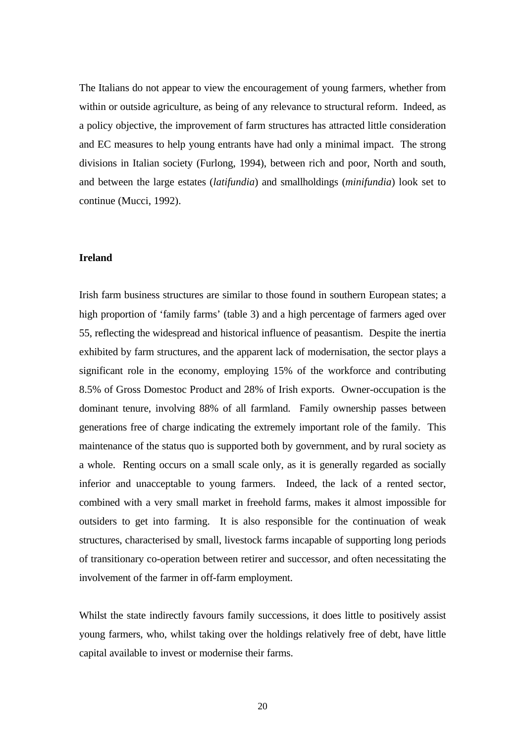The Italians do not appear to view the encouragement of young farmers, whether from within or outside agriculture, as being of any relevance to structural reform. Indeed, as a policy objective, the improvement of farm structures has attracted little consideration and EC measures to help young entrants have had only a minimal impact. The strong divisions in Italian society (Furlong, 1994), between rich and poor, North and south, and between the large estates (*latifundia*) and smallholdings (*minifundia*) look set to continue (Mucci, 1992).

**Ireland**

Irish farm business structures are similar to those found in southern European states; a high proportion of 'family farms' (table 3) and a high percentage of farmers aged over 55, reflecting the widespread and historical influence of peasantism. Despite the inertia exhibited by farm structures, and the apparent lack of modernisation, the sector plays a significant role in the economy, employing 15% of the workforce and contributing 8.5% of Gross Domestoc Product and 28% of Irish exports. Owner-occupation is the dominant tenure, involving 88% of all farmland. Family ownership passes between generations free of charge indicating the extremely important role of the family. This maintenance of the status quo is supported both by government, and by rural society as a whole. Renting occurs on a small scale only, as it is generally regarded as socially inferior and unacceptable to young farmers. Indeed, the lack of a rented sector, combined with a very small market in freehold farms, makes it almost impossible for outsiders to get into farming. It is also responsible for the continuation of weak structures, characterised by small, livestock farms incapable of supporting long periods of transitionary co-operation between retirer and successor, and often necessitating the involvement of the farmer in off-farm employment.

Whilst the state indirectly favours family successions, it does little to positively assist young farmers, who, whilst taking over the holdings relatively free of debt, have little capital available to invest or modernise their farms.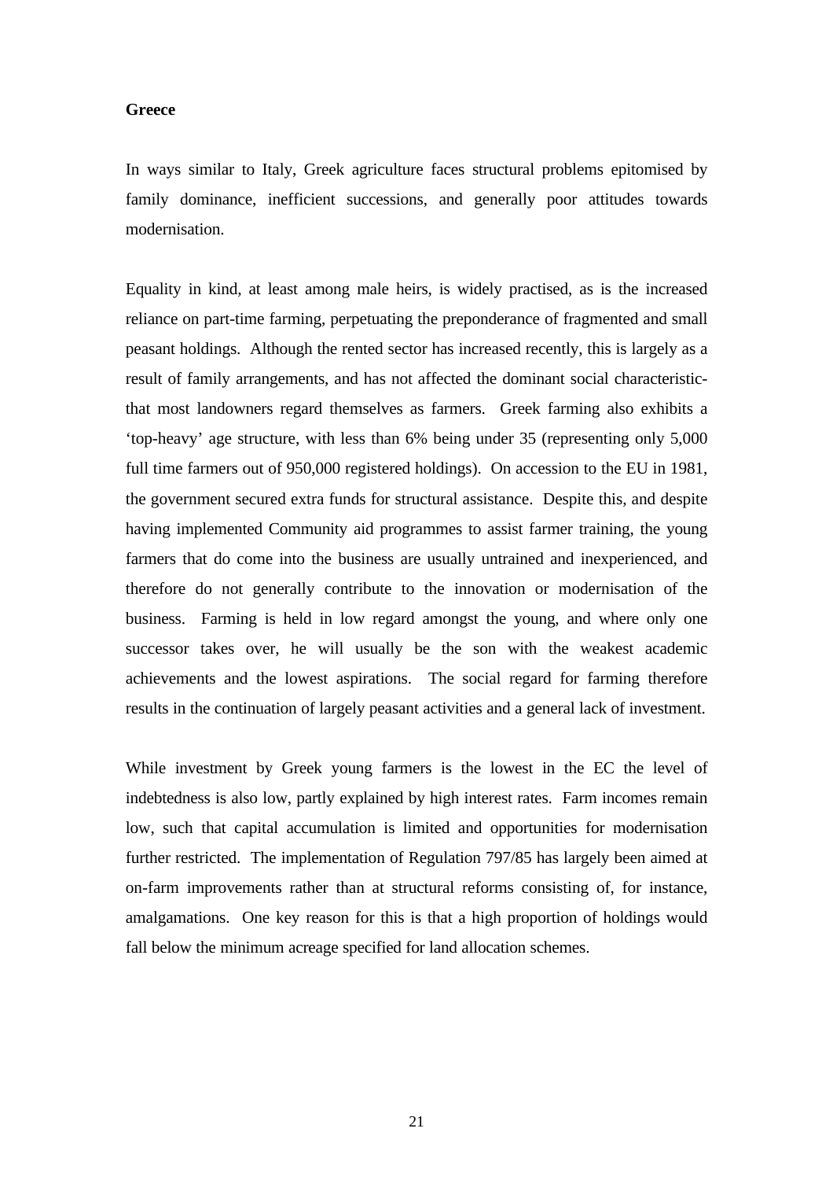**Greece**

In ways similar to Italy, Greek agriculture faces structural problems epitomised by family dominance, inefficient successions, and generally poor attitudes towards modernisation.

Equality in kind, at least among male heirs, is widely practised, as is the increased reliance on part-time farming, perpetuating the preponderance of fragmented and small peasant holdings. Although the rented sector has increased recently, this is largely as a result of family arrangements, and has not affected the dominant social characteristic- that most landowners regard themselves as farmers. Greek farming also exhibits a 'top-heavy' age structure, with less than 6% being under 35 (representing only 5,000 full time farmers out of 950,000 registered holdings). On accession to the EU in 1981, the government secured extra funds for structural assistance. Despite this, and despite having implemented Community aid programmes to assist farmer training, the young farmers that do come into the business are usually untrained and inexperienced, and therefore do not generally contribute to the innovation or modernisation of the business. Farming is held in low regard amongst the young, and where only one successor takes over, he will usually be the son with the weakest academic achievements and the lowest aspirations. The social regard for farming therefore results in the continuation of largely peasant activities and a general lack of investment.

While investment by Greek young farmers is the lowest in the EC the level of indebtedness is also low, partly explained by high interest rates. Farm incomes remain low, such that capital accumulation is limited and opportunities for modernisation further restricted. The implementation of Regulation 797/85 has largely been aimed at on-farm improvements rather than at structural reforms consisting of, for instance, amalgamations. One key reason for this is that a high proportion of holdings would fall below the minimum acreage specified for land allocation schemes.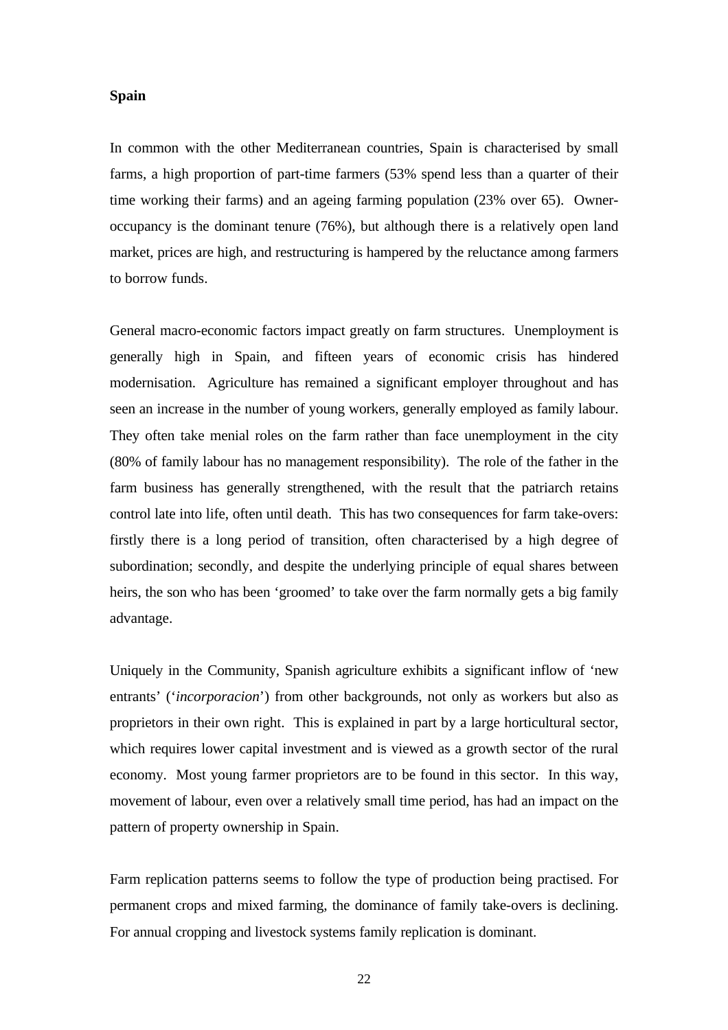**Spain**

In common with the other Mediterranean countries, Spain is characterised by small farms, a high proportion of part-time farmers (53% spend less than a quarter of their time working their farms) and an ageing farming population (23% over 65). Owner-occupancy is the dominant tenure (76%), but although there is a relatively open land market, prices are high, and restructuring is hampered by the reluctance among farmers to borrow funds.

General macro-economic factors impact greatly on farm structures. Unemployment is generally high in Spain, and fifteen years of economic crisis has hindered modernisation. Agriculture has remained a significant employer throughout and has seen an increase in the number of young workers, generally employed as family labour. They often take menial roles on the farm rather than face unemployment in the city (80% of family labour has no management responsibility). The role of the father in the farm business has generally strengthened, with the result that the patriarch retains control late into life, often until death. This has two consequences for farm take-overs: firstly there is a long period of transition, often characterised by a high degree of subordination; secondly, and despite the underlying principle of equal shares between heirs, the son who has been 'groomed' to take over the farm normally gets a big family advantage.

Uniquely in the Community, Spanish agriculture exhibits a significant inflow of 'new entrants' ('*incorporacion*') from other backgrounds, not only as workers but also as proprietors in their own right. This is explained in part by a large horticultural sector, which requires lower capital investment and is viewed as a growth sector of the rural economy. Most young farmer proprietors are to be found in this sector. In this way, movement of labour, even over a relatively small time period, has had an impact on the pattern of property ownership in Spain.

Farm replication patterns seems to follow the type of production being practised. For permanent crops and mixed farming, the dominance of family take-overs is declining. For annual cropping and livestock systems family replication is dominant.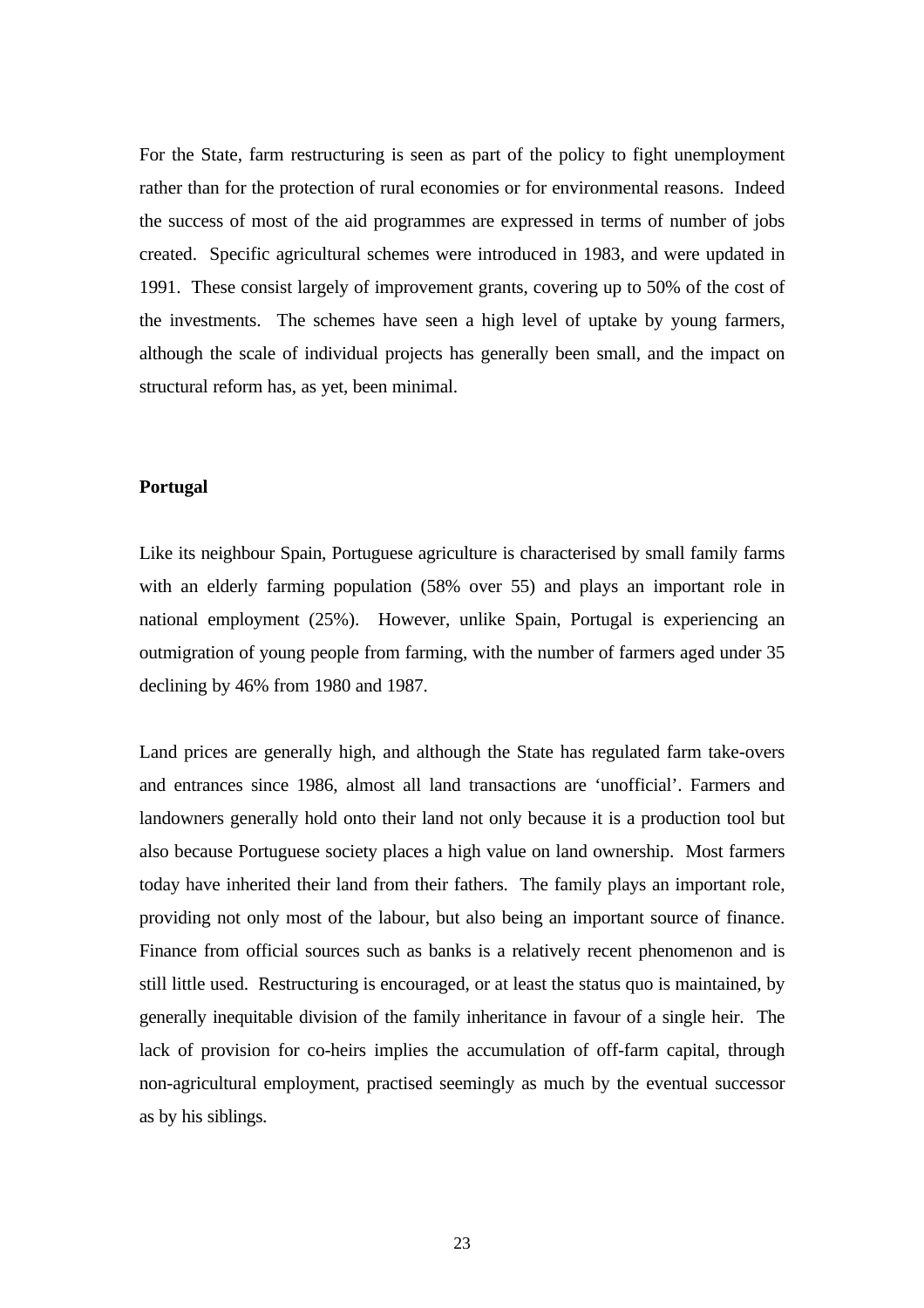For the State, farm restructuring is seen as part of the policy to fight unemployment rather than for the protection of rural economies or for environmental reasons. Indeed the success of most of the aid programmes are expressed in terms of number of jobs created. Specific agricultural schemes were introduced in 1983, and were updated in 1991. These consist largely of improvement grants, covering up to 50% of the cost of the investments. The schemes have seen a high level of uptake by young farmers, although the scale of individual projects has generally been small, and the impact on structural reform has, as yet, been minimal.

**Portugal**

Like its neighbour Spain, Portuguese agriculture is characterised by small family farms with an elderly farming population (58% over 55) and plays an important role in national employment (25%). However, unlike Spain, Portugal is experiencing an outmigration of young people from farming, with the number of farmers aged under 35 declining by 46% from 1980 and 1987.

Land prices are generally high, and although the State has regulated farm take-overs and entrances since 1986, almost all land transactions are 'unofficial'. Farmers and landowners generally hold onto their land not only because it is a production tool but also because Portuguese society places a high value on land ownership. Most farmers today have inherited their land from their fathers. The family plays an important role, providing not only most of the labour, but also being an important source of finance. Finance from official sources such as banks is a relatively recent phenomenon and is still little used. Restructuring is encouraged, or at least the status quo is maintained, by generally inequitable division of the family inheritance in favour of a single heir. The lack of provision for co-heirs implies the accumulation of off-farm capital, through non-agricultural employment, practised seemingly as much by the eventual successor as by his siblings.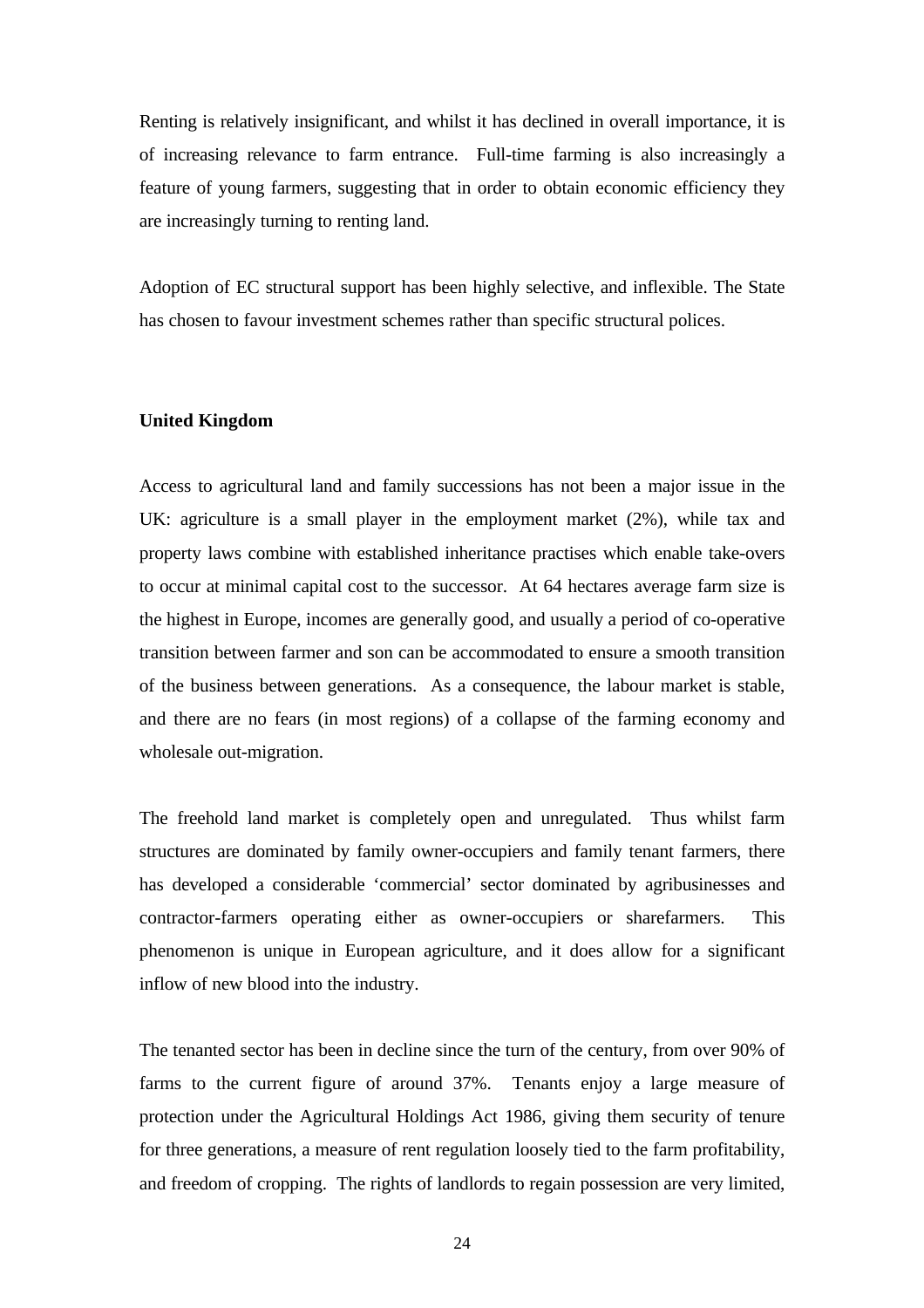Renting is relatively insignificant, and whilst it has declined in overall importance, it is of increasing relevance to farm entrance. Full-time farming is also increasingly a feature of young farmers, suggesting that in order to obtain economic efficiency they are increasingly turning to renting land.

Adoption of EC structural support has been highly selective, and inflexible. The State has chosen to favour investment schemes rather than specific structural polices.

**United Kingdom**

Access to agricultural land and family successions has not been a major issue in the UK: agriculture is a small player in the employment market (2%), while tax and property laws combine with established inheritance practises which enable take-overs to occur at minimal capital cost to the successor. At 64 hectares average farm size is the highest in Europe, incomes are generally good, and usually a period of co-operative transition between farmer and son can be accommodated to ensure a smooth transition of the business between generations. As a consequence, the labour market is stable, and there are no fears (in most regions) of a collapse of the farming economy and wholesale out-migration.

The freehold land market is completely open and unregulated. Thus whilst farm structures are dominated by family owner-occupiers and family tenant farmers, there has developed a considerable 'commercial' sector dominated by agribusinesses and contractor-farmers operating either as owner-occupiers or sharefarmers. This phenomenon is unique in European agriculture, and it does allow for a significant inflow of new blood into the industry.

The tenanted sector has been in decline since the turn of the century, from over 90% of farms to the current figure of around 37%. Tenants enjoy a large measure of protection under the Agricultural Holdings Act 1986, giving them security of tenure for three generations, a measure of rent regulation loosely tied to the farm profitability, and freedom of cropping. The rights of landlords to regain possession are very limited,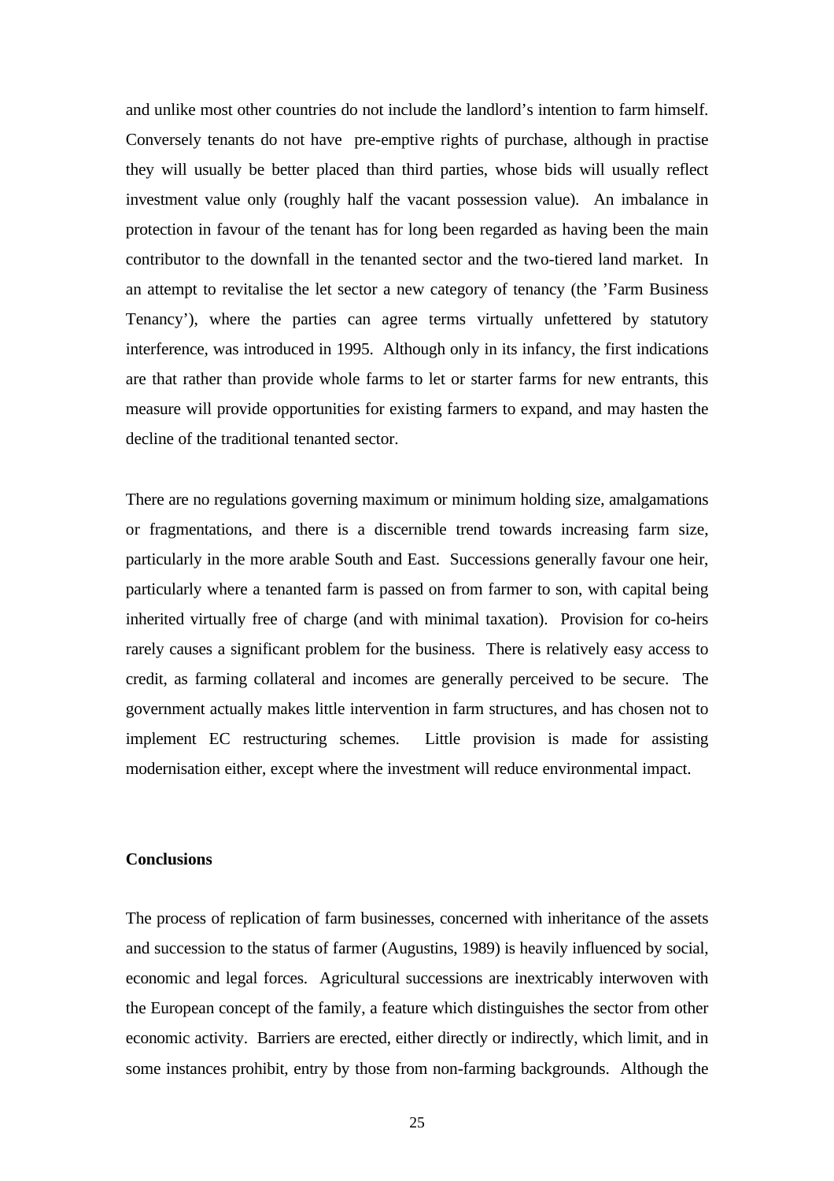and unlike most other countries do not include the landlord's intention to farm himself. Conversely tenants do not have pre-emptive rights of purchase, although in practise they will usually be better placed than third parties, whose bids will usually reflect investment value only (roughly half the vacant possession value). An imbalance in protection in favour of the tenant has for long been regarded as having been the main contributor to the downfall in the tenanted sector and the two-tiered land market. In an attempt to revitalise the let sector a new category of tenancy (the 'Farm Business Tenancy'), where the parties can agree terms virtually unfettered by statutory interference, was introduced in 1995. Although only in its infancy, the first indications are that rather than provide whole farms to let or starter farms for new entrants, this measure will provide opportunities for existing farmers to expand, and may hasten the decline of the traditional tenanted sector.

There are no regulations governing maximum or minimum holding size, amalgamations or fragmentations, and there is a discernible trend towards increasing farm size, particularly in the more arable South and East. Successions generally favour one heir, particularly where a tenanted farm is passed on from farmer to son, with capital being inherited virtually free of charge (and with minimal taxation). Provision for co-heirs rarely causes a significant problem for the business. There is relatively easy access to credit, as farming collateral and incomes are generally perceived to be secure. The government actually makes little intervention in farm structures, and has chosen not to implement EC restructuring schemes. Little provision is made for assisting modernisation either, except where the investment will reduce environmental impact.

**Conclusions**

The process of replication of farm businesses, concerned with inheritance of the assets and succession to the status of farmer (Augustins, 1989) is heavily influenced by social, economic and legal forces. Agricultural successions are inextricably interwoven with the European concept of the family, a feature which distinguishes the sector from other economic activity. Barriers are erected, either directly or indirectly, which limit, and in some instances prohibit, entry by those from non-farming backgrounds. Although the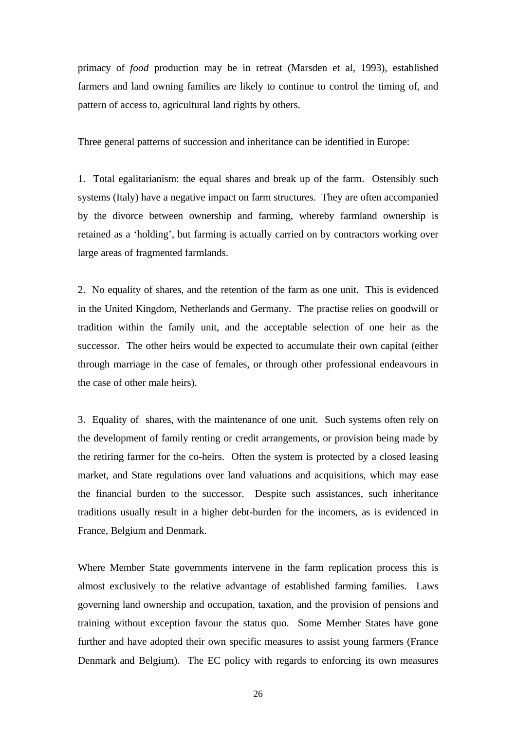primacy of *food* production may be in retreat (Marsden et al, 1993), established farmers and land owning families are likely to continue to control the timing of, and pattern of access to, agricultural land rights by others.

Three general patterns of succession and inheritance can be identified in Europe:

1. Total egalitarianism: the equal shares and break up of the farm. Ostensibly such systems (Italy) have a negative impact on farm structures. They are often accompanied by the divorce between ownership and farming, whereby farmland ownership is retained as a 'holding', but farming is actually carried on by contractors working over large areas of fragmented farmlands.

2. No equality of shares, and the retention of the farm as one unit. This is evidenced in the United Kingdom, Netherlands and Germany. The practise relies on goodwill or tradition within the family unit, and the acceptable selection of one heir as the successor. The other heirs would be expected to accumulate their own capital (either through marriage in the case of females, or through other professional endeavours in the case of other male heirs).

3. Equality of shares, with the maintenance of one unit. Such systems often rely on the development of family renting or credit arrangements, or provision being made by the retiring farmer for the co-heirs. Often the system is protected by a closed leasing market, and State regulations over land valuations and acquisitions, which may ease the financial burden to the successor. Despite such assistances, such inheritance traditions usually result in a higher debt-burden for the incomers, as is evidenced in France, Belgium and Denmark.

Where Member State governments intervene in the farm replication process this is almost exclusively to the relative advantage of established farming families. Laws governing land ownership and occupation, taxation, and the provision of pensions and training without exception favour the status quo. Some Member States have gone further and have adopted their own specific measures to assist young farmers (France Denmark and Belgium). The EC policy with regards to enforcing its own measures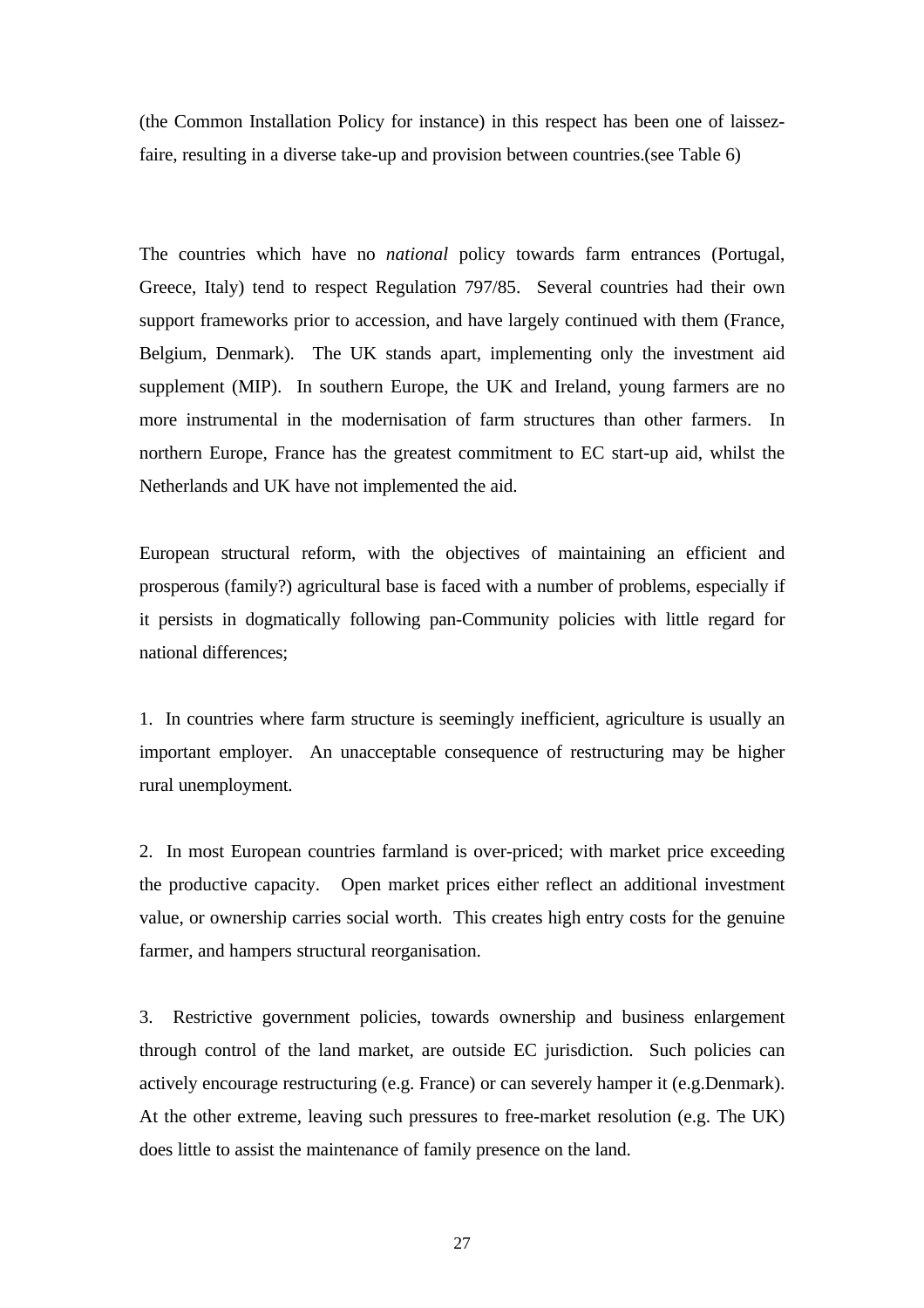(the Common Installation Policy for instance) in this respect has been one of laissez-faire, resulting in a diverse take-up and provision between countries.(see Table 6)

The countries which have no *national* policy towards farm entrances (Portugal, Greece, Italy) tend to respect Regulation 797/85. Several countries had their own support frameworks prior to accession, and have largely continued with them (France, Belgium, Denmark). The UK stands apart, implementing only the investment aid supplement (MIP). In southern Europe, the UK and Ireland, young farmers are no more instrumental in the modernisation of farm structures than other farmers. In northern Europe, France has the greatest commitment to EC start-up aid, whilst the Netherlands and UK have not implemented the aid.

European structural reform, with the objectives of maintaining an efficient and prosperous (family?) agricultural base is faced with a number of problems, especially if it persists in dogmatically following pan-Community policies with little regard for national differences;

1. In countries where farm structure is seemingly inefficient, agriculture is usually an important employer. An unacceptable consequence of restructuring may be higher rural unemployment.

2. In most European countries farmland is over-priced; with market price exceeding the productive capacity. Open market prices either reflect an additional investment value, or ownership carries social worth. This creates high entry costs for the genuine farmer, and hampers structural reorganisation.

3. Restrictive government policies, towards ownership and business enlargement through control of the land market, are outside EC jurisdiction. Such policies can actively encourage restructuring (e.g. France) or can severely hamper it (e.g.Denmark). At the other extreme, leaving such pressures to free-market resolution (e.g. The UK) does little to assist the maintenance of family presence on the land.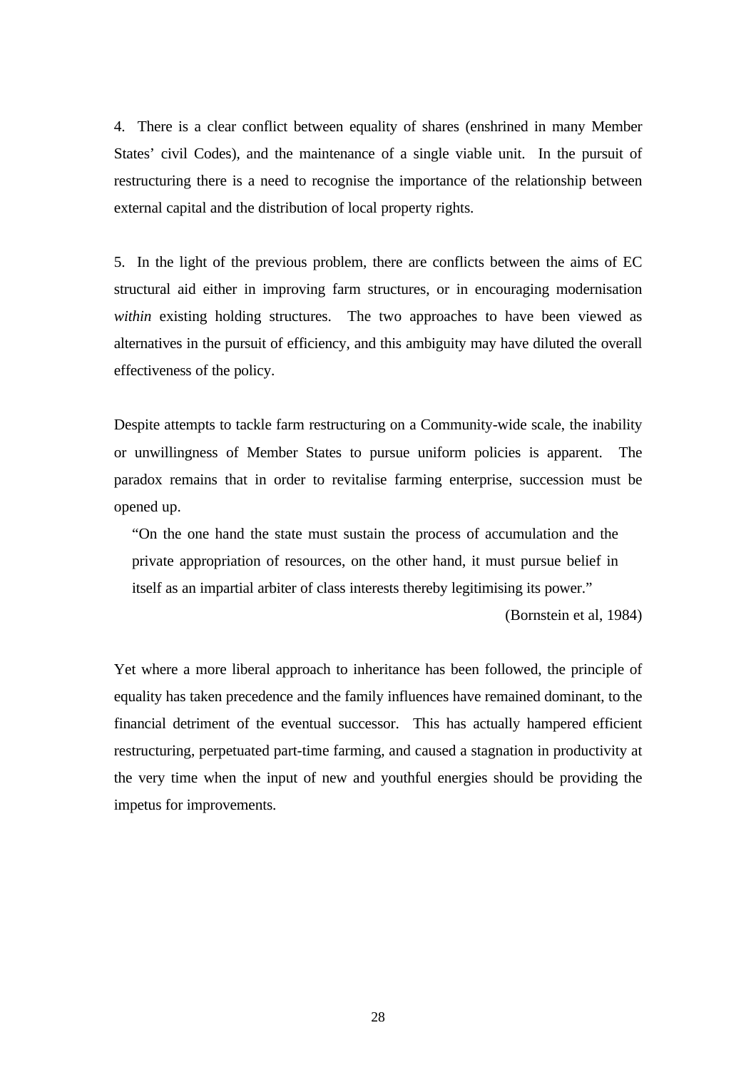4. There is a clear conflict between equality of shares (enshrined in many Member States' civil Codes), and the maintenance of a single viable unit. In the pursuit of restructuring there is a need to recognise the importance of the relationship between external capital and the distribution of local property rights.

5. In the light of the previous problem, there are conflicts between the aims of EC structural aid either in improving farm structures, or in encouraging modernisation *within* existing holding structures. The two approaches to have been viewed as alternatives in the pursuit of efficiency, and this ambiguity may have diluted the overall effectiveness of the policy.

Despite attempts to tackle farm restructuring on a Community-wide scale, the inability or unwillingness of Member States to pursue uniform policies is apparent. The paradox remains that in order to revitalise farming enterprise, succession must be opened up.

> "On the one hand the state must sustain the process of accumulation and the private appropriation of resources, on the other hand, it must pursue belief in itself as an impartial arbiter of class interests thereby legitimising its power."
>
> (Bornstein et al, 1984)

Yet where a more liberal approach to inheritance has been followed, the principle of equality has taken precedence and the family influences have remained dominant, to the financial detriment of the eventual successor. This has actually hampered efficient restructuring, perpetuated part-time farming, and caused a stagnation in productivity at the very time when the input of new and youthful energies should be providing the impetus for improvements.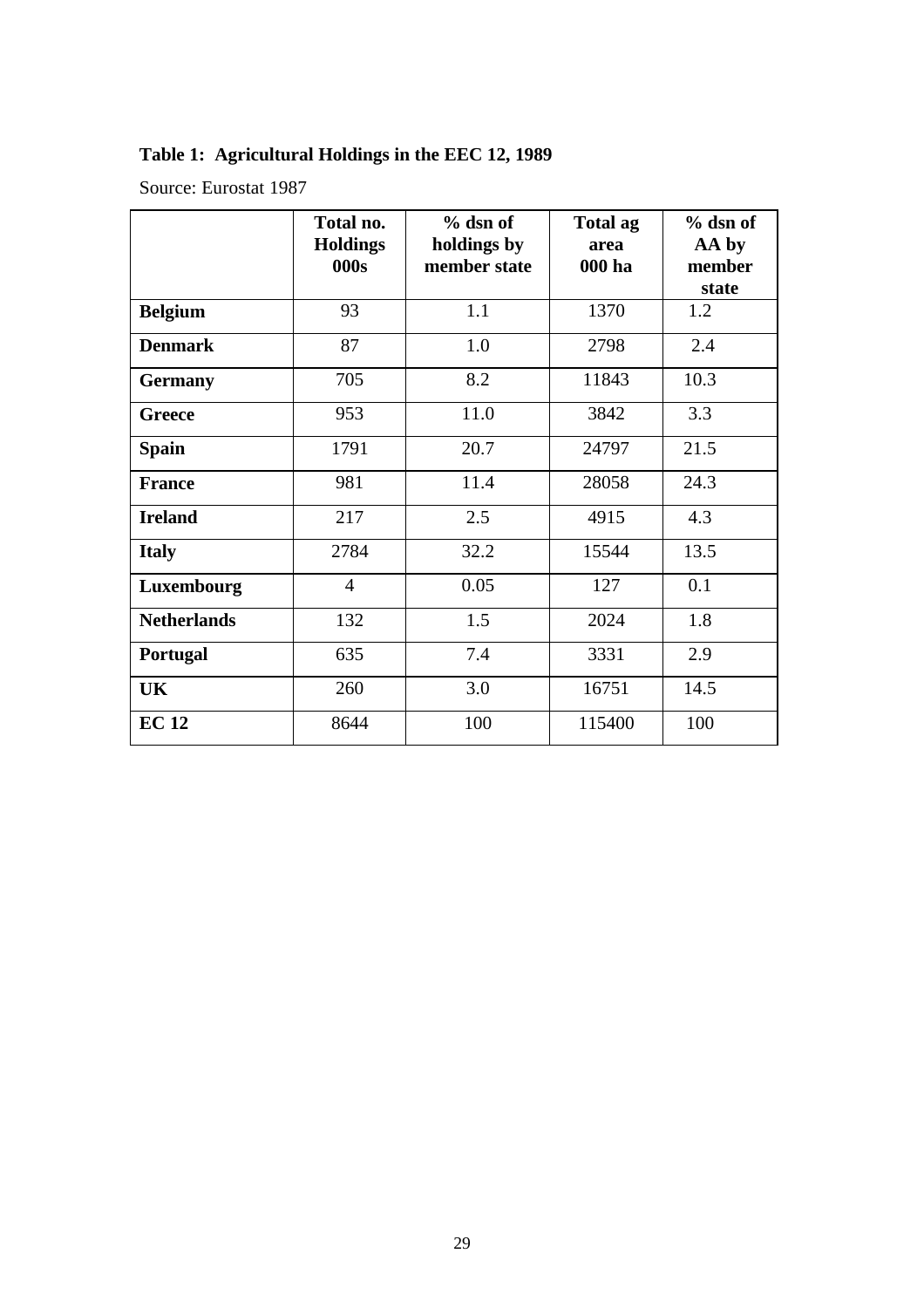**Table 1: Agricultural Holdings in the EEC 12, 1989**

Source: Eurostat 1987

| | Total no. Holdings 000s | % dsn of holdings by member state | Total ag area 000 ha | % dsn of AA by member state |
|---|---|---|---|---|
| **Belgium** | 93 | 1.1 | 1370 | 1.2 |
| **Denmark** | 87 | 1.0 | 2798 | 2.4 |
| **Germany** | 705 | 8.2 | 11843 | 10.3 |
| **Greece** | 953 | 11.0 | 3842 | 3.3 |
| **Spain** | 1791 | 20.7 | 24797 | 21.5 |
| **France** | 981 | 11.4 | 28058 | 24.3 |
| **Ireland** | 217 | 2.5 | 4915 | 4.3 |
| **Italy** | 2784 | 32.2 | 15544 | 13.5 |
| **Luxembourg** | 4 | 0.05 | 127 | 0.1 |
| **Netherlands** | 132 | 1.5 | 2024 | 1.8 |
| **Portugal** | 635 | 7.4 | 3331 | 2.9 |
| **UK** | 260 | 3.0 | 16751 | 14.5 |
| **EC 12** | 8644 | 100 | 115400 | 100 |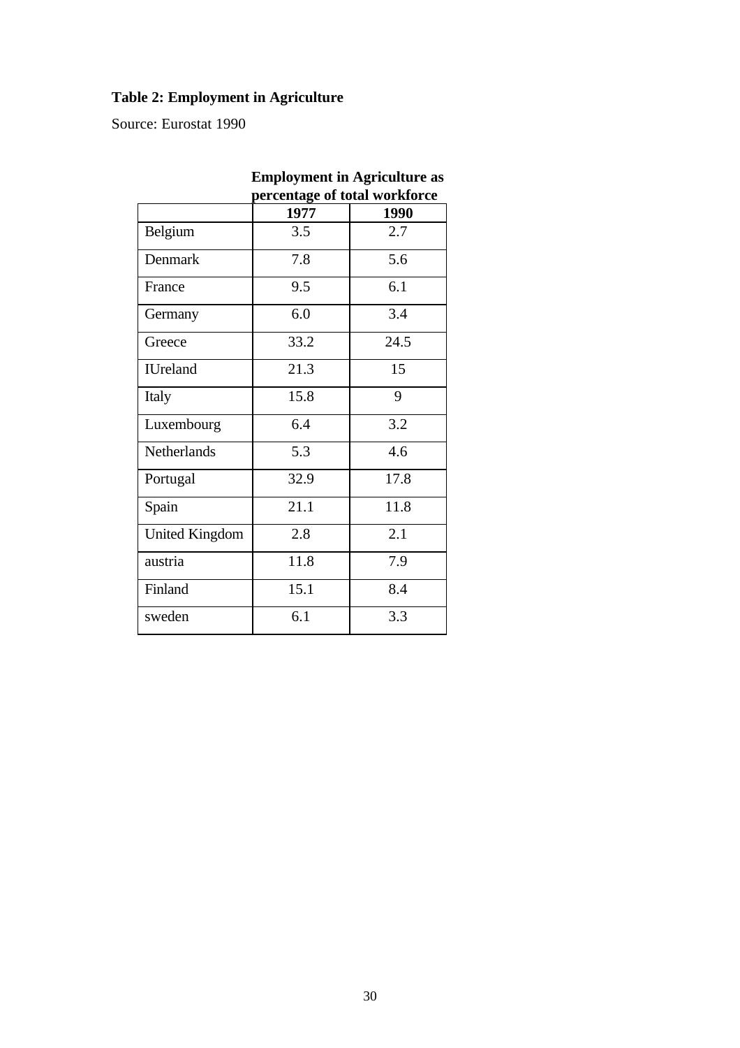**Table 2: Employment in Agriculture**

Source: Eurostat 1990

| | Employment in Agriculture as percentage of total workforce | |
|---|---|---|
| | **1977** | **1990** |
| Belgium | 3.5 | 2.7 |
| Denmark | 7.8 | 5.6 |
| France | 9.5 | 6.1 |
| Germany | 6.0 | 3.4 |
| Greece | 33.2 | 24.5 |
| IUreland | 21.3 | 15 |
| Italy | 15.8 | 9 |
| Luxembourg | 6.4 | 3.2 |
| Netherlands | 5.3 | 4.6 |
| Portugal | 32.9 | 17.8 |
| Spain | 21.1 | 11.8 |
| United Kingdom | 2.8 | 2.1 |
| austria | 11.8 | 7.9 |
| Finland | 15.1 | 8.4 |
| sweden | 6.1 | 3.3 |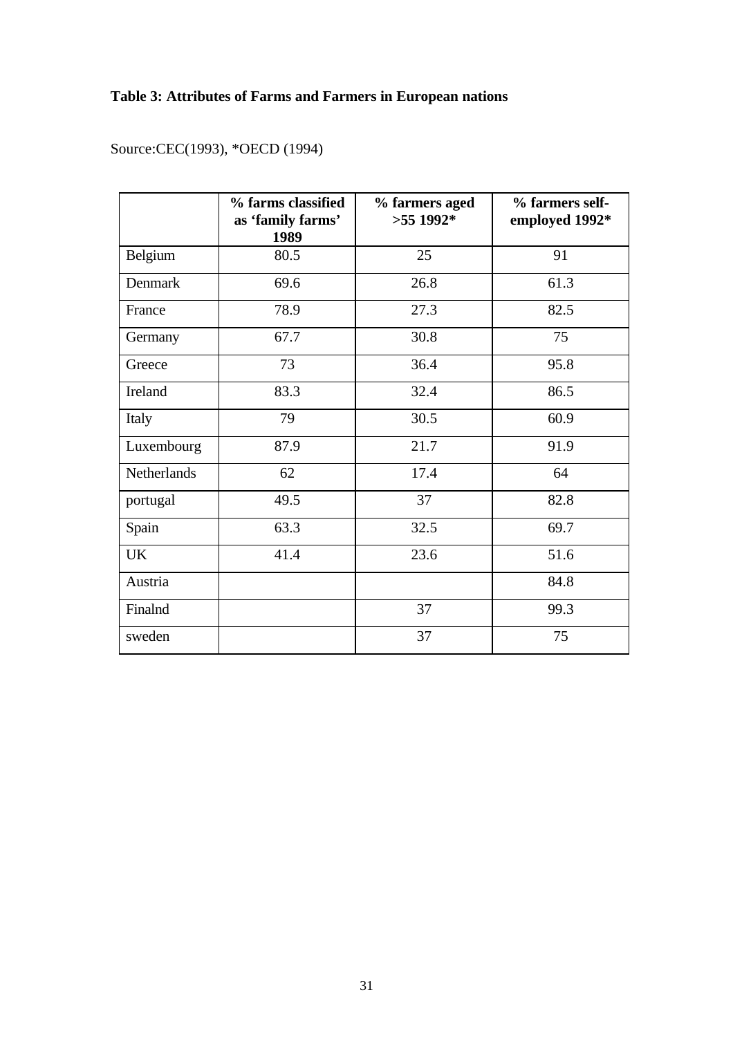**Table 3: Attributes of Farms and Farmers in European nations**

Source:CEC(1993), *OECD (1994)

| | % farms classified as 'family farms' 1989 | % farmers aged >55 1992* | % farmers self-employed 1992* |
|---|---|---|---|
| Belgium | 80.5 | 25 | 91 |
| Denmark | 69.6 | 26.8 | 61.3 |
| France | 78.9 | 27.3 | 82.5 |
| Germany | 67.7 | 30.8 | 75 |
| Greece | 73 | 36.4 | 95.8 |
| Ireland | 83.3 | 32.4 | 86.5 |
| Italy | 79 | 30.5 | 60.9 |
| Luxembourg | 87.9 | 21.7 | 91.9 |
| Netherlands | 62 | 17.4 | 64 |
| portugal | 49.5 | 37 | 82.8 |
| Spain | 63.3 | 32.5 | 69.7 |
| UK | 41.4 | 23.6 | 51.6 |
| Austria | | | 84.8 |
| Finalnd | | 37 | 99.3 |
| sweden | | 37 | 75 |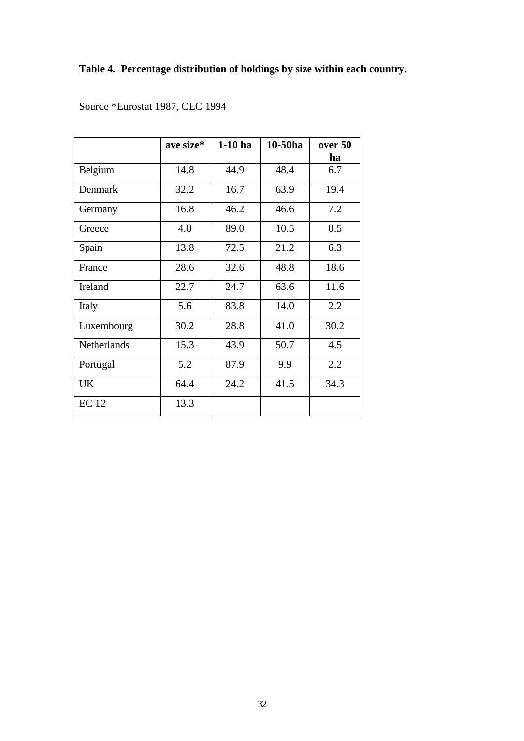**Table 4. Percentage distribution of holdings by size within each country.**

Source *Eurostat 1987, CEC 1994

| | ave size* | 1-10 ha | 10-50ha | over 50 ha |
|---|---|---|---|---|
| Belgium | 14.8 | 44.9 | 48.4 | 6.7 |
| Denmark | 32.2 | 16.7 | 63.9 | 19.4 |
| Germany | 16.8 | 46.2 | 46.6 | 7.2 |
| Greece | 4.0 | 89.0 | 10.5 | 0.5 |
| Spain | 13.8 | 72.5 | 21.2 | 6.3 |
| France | 28.6 | 32.6 | 48.8 | 18.6 |
| Ireland | 22.7 | 24.7 | 63.6 | 11.6 |
| Italy | 5.6 | 83.8 | 14.0 | 2.2 |
| Luxembourg | 30.2 | 28.8 | 41.0 | 30.2 |
| Netherlands | 15.3 | 43.9 | 50.7 | 4.5 |
| Portugal | 5.2 | 87.9 | 9.9 | 2.2 |
| UK | 64.4 | 24.2 | 41.5 | 34.3 |
| EC 12 | 13.3 | | | |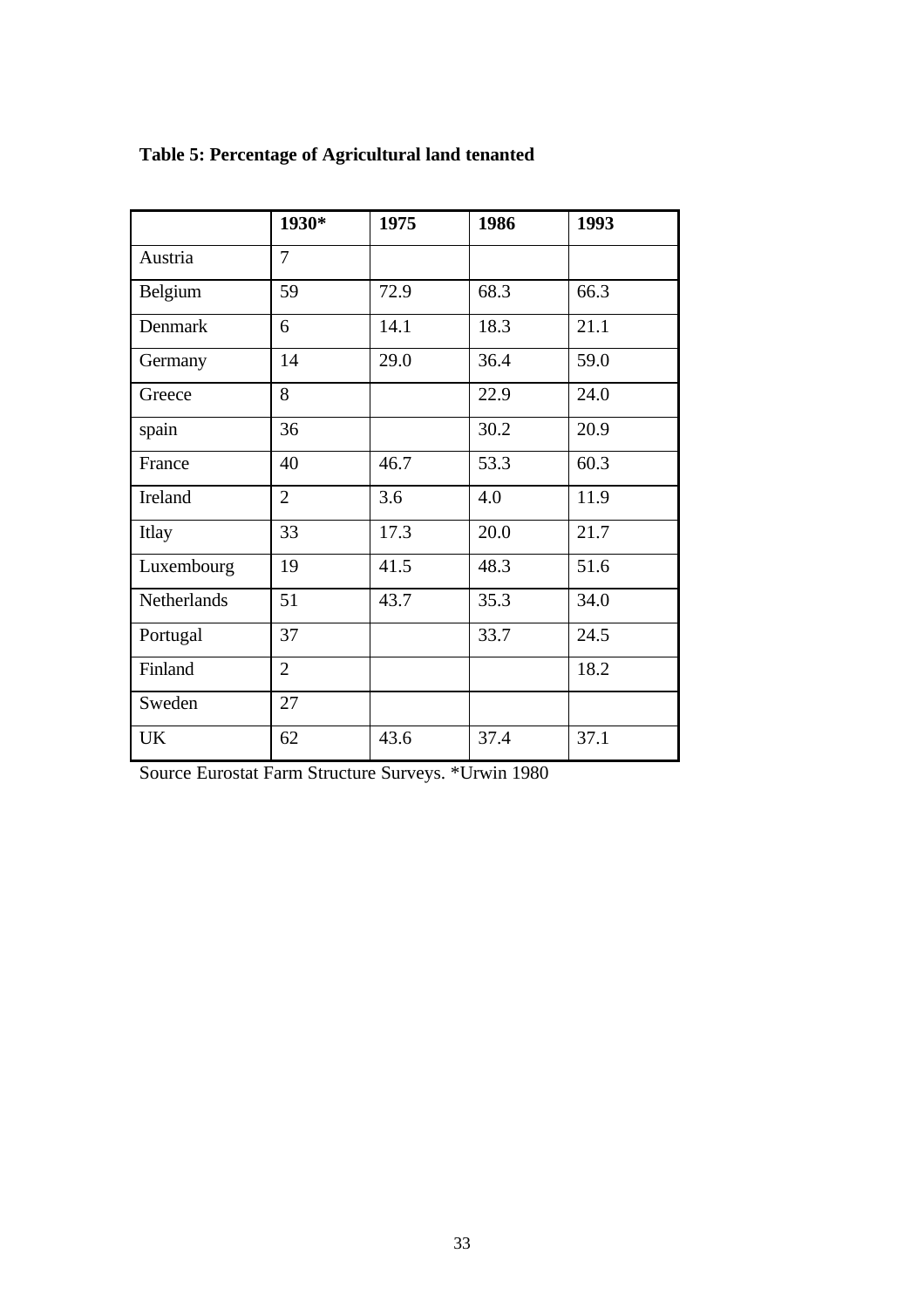**Table 5: Percentage of Agricultural land tenanted**

| | 1930* | 1975 | 1986 | 1993 |
|---|---|---|---|---|
| Austria | 7 | | | |
| Belgium | 59 | 72.9 | 68.3 | 66.3 |
| Denmark | 6 | 14.1 | 18.3 | 21.1 |
| Germany | 14 | 29.0 | 36.4 | 59.0 |
| Greece | 8 | | 22.9 | 24.0 |
| spain | 36 | | 30.2 | 20.9 |
| France | 40 | 46.7 | 53.3 | 60.3 |
| Ireland | 2 | 3.6 | 4.0 | 11.9 |
| Itlay | 33 | 17.3 | 20.0 | 21.7 |
| Luxembourg | 19 | 41.5 | 48.3 | 51.6 |
| Netherlands | 51 | 43.7 | 35.3 | 34.0 |
| Portugal | 37 | | 33.7 | 24.5 |
| Finland | 2 | | | 18.2 |
| Sweden | 27 | | | |
| UK | 62 | 43.6 | 37.4 | 37.1 |

Source Eurostat Farm Structure Surveys. *Urwin 1980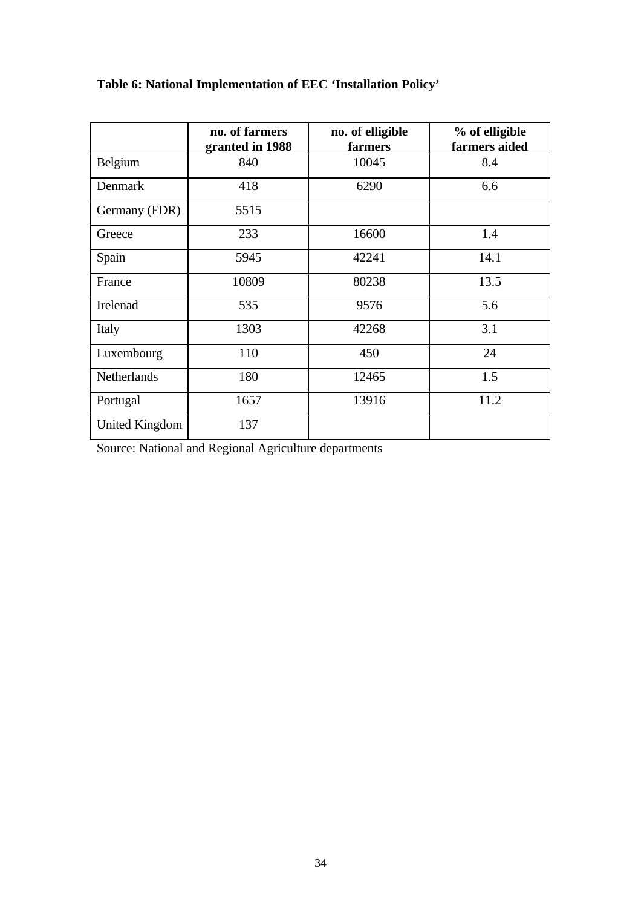**Table 6: National Implementation of EEC 'Installation Policy'**

| | no. of farmers granted in 1988 | no. of elligible farmers | % of elligible farmers aided |
|---|---|---|---|
| Belgium | 840 | 10045 | 8.4 |
| Denmark | 418 | 6290 | 6.6 |
| Germany (FDR) | 5515 | | |
| Greece | 233 | 16600 | 1.4 |
| Spain | 5945 | 42241 | 14.1 |
| France | 10809 | 80238 | 13.5 |
| Irelenad | 535 | 9576 | 5.6 |
| Italy | 1303 | 42268 | 3.1 |
| Luxembourg | 110 | 450 | 24 |
| Netherlands | 180 | 12465 | 1.5 |
| Portugal | 1657 | 13916 | 11.2 |
| United Kingdom | 137 | | |

Source: National and Regional Agriculture departments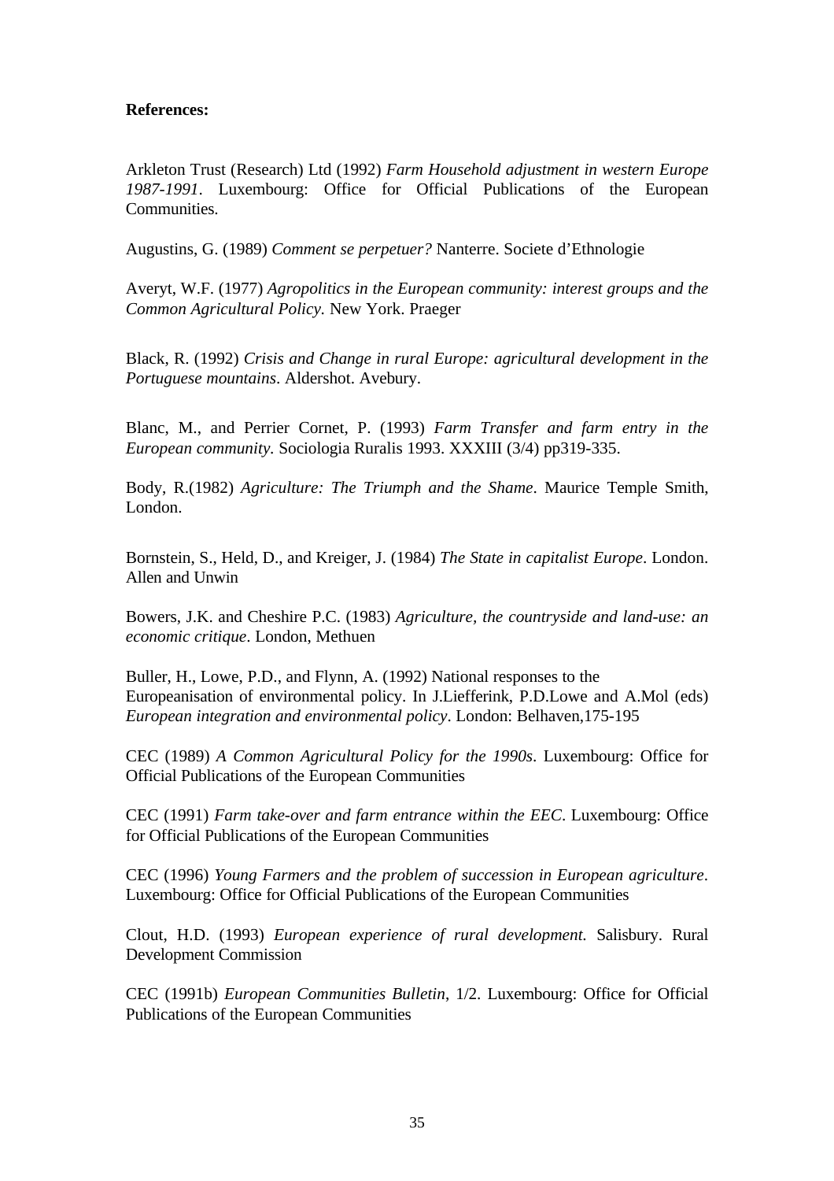**References:**

Arkleton Trust (Research) Ltd (1992) *Farm Household adjustment in western Europe 1987-1991*. Luxembourg: Office for Official Publications of the European Communities.

Augustins, G. (1989) *Comment se perpetuer?* Nanterre. Societe d'Ethnologie

Averyt, W.F. (1977) *Agropolitics in the European community: interest groups and the Common Agricultural Policy.* New York. Praeger

Black, R. (1992) *Crisis and Change in rural Europe: agricultural development in the Portuguese mountains*. Aldershot. Avebury.

Blanc, M., and Perrier Cornet, P. (1993) *Farm Transfer and farm entry in the European community.* Sociologia Ruralis 1993. XXXIII (3/4) pp319-335.

Body, R.(1982) *Agriculture: The Triumph and the Shame*. Maurice Temple Smith, London.

Bornstein, S., Held, D., and Kreiger, J. (1984) *The State in capitalist Europe*. London. Allen and Unwin

Bowers, J.K. and Cheshire P.C. (1983) *Agriculture, the countryside and land-use: an economic critique*. London, Methuen

Buller, H., Lowe, P.D., and Flynn, A. (1992) National responses to the Europeanisation of environmental policy. In J.Liefferink, P.D.Lowe and A.Mol (eds) *European integration and environmental policy*. London: Belhaven,175-195

CEC (1989) *A Common Agricultural Policy for the 1990s*. Luxembourg: Office for Official Publications of the European Communities

CEC (1991) *Farm take-over and farm entrance within the EEC*. Luxembourg: Office for Official Publications of the European Communities

CEC (1996) *Young Farmers and the problem of succession in European agriculture*. Luxembourg: Office for Official Publications of the European Communities

Clout, H.D. (1993) *European experience of rural development.* Salisbury. Rural Development Commission

CEC (1991b) *European Communities Bulletin*, 1/2. Luxembourg: Office for Official Publications of the European Communities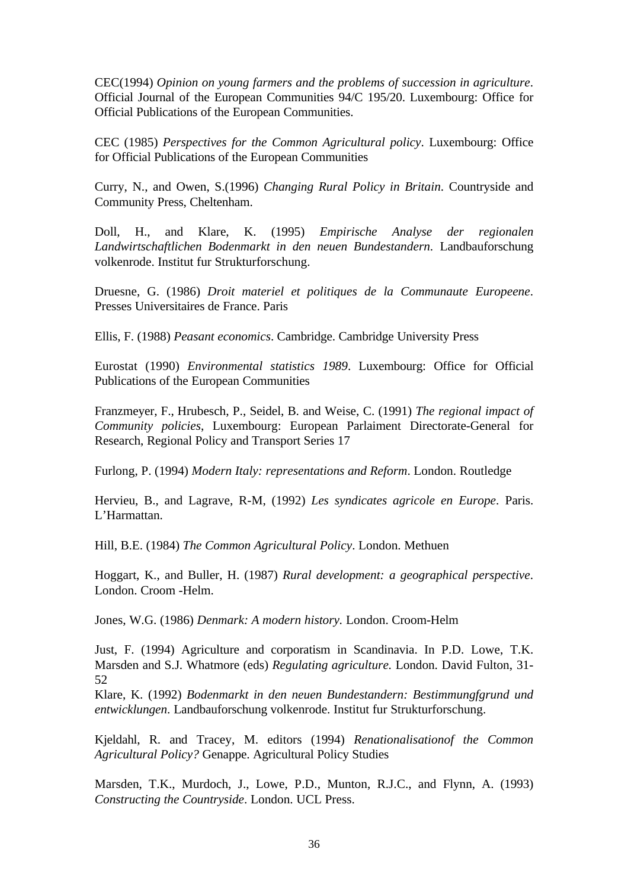CEC(1994) *Opinion on young farmers and the problems of succession in agriculture*. Official Journal of the European Communities 94/C 195/20. Luxembourg: Office for Official Publications of the European Communities.

CEC (1985) *Perspectives for the Common Agricultural policy*. Luxembourg: Office for Official Publications of the European Communities

Curry, N., and Owen, S.(1996) *Changing Rural Policy in Britain*. Countryside and Community Press, Cheltenham.

Doll, H., and Klare, K. (1995) *Empirische Analyse der regionalen Landwirtschaftlichen Bodenmarkt in den neuen Bundestandern*. Landbauforschung volkenrode. Institut fur Strukturforschung.

Druesne, G. (1986) *Droit materiel et politiques de la Communaute Europeene*. Presses Universitaires de France. Paris

Ellis, F. (1988) *Peasant economics*. Cambridge. Cambridge University Press

Eurostat (1990) *Environmental statistics 1989*. Luxembourg: Office for Official Publications of the European Communities

Franzmeyer, F., Hrubesch, P., Seidel, B. and Weise, C. (1991) *The regional impact of Community policies*, Luxembourg: European Parlaiment Directorate-General for Research, Regional Policy and Transport Series 17

Furlong, P. (1994) *Modern Italy: representations and Reform*. London. Routledge

Hervieu, B., and Lagrave, R-M, (1992) *Les syndicates agricole en Europe*. Paris. L'Harmattan.

Hill, B.E. (1984) *The Common Agricultural Policy*. London. Methuen

Hoggart, K., and Buller, H. (1987) *Rural development: a geographical perspective*. London. Croom -Helm.

Jones, W.G. (1986) *Denmark: A modern history.* London. Croom-Helm

Just, F. (1994) Agriculture and corporatism in Scandinavia. In P.D. Lowe, T.K. Marsden and S.J. Whatmore (eds) *Regulating agriculture.* London. David Fulton, 31-52

Klare, K. (1992) *Bodenmarkt in den neuen Bundestandern: Bestimmungfgrund und entwicklungen*. Landbauforschung volkenrode. Institut fur Strukturforschung.

Kjeldahl, R. and Tracey, M. editors (1994) *Renationalisationof the Common Agricultural Policy?* Genappe. Agricultural Policy Studies

Marsden, T.K., Murdoch, J., Lowe, P.D., Munton, R.J.C., and Flynn, A. (1993) *Constructing the Countryside*. London. UCL Press.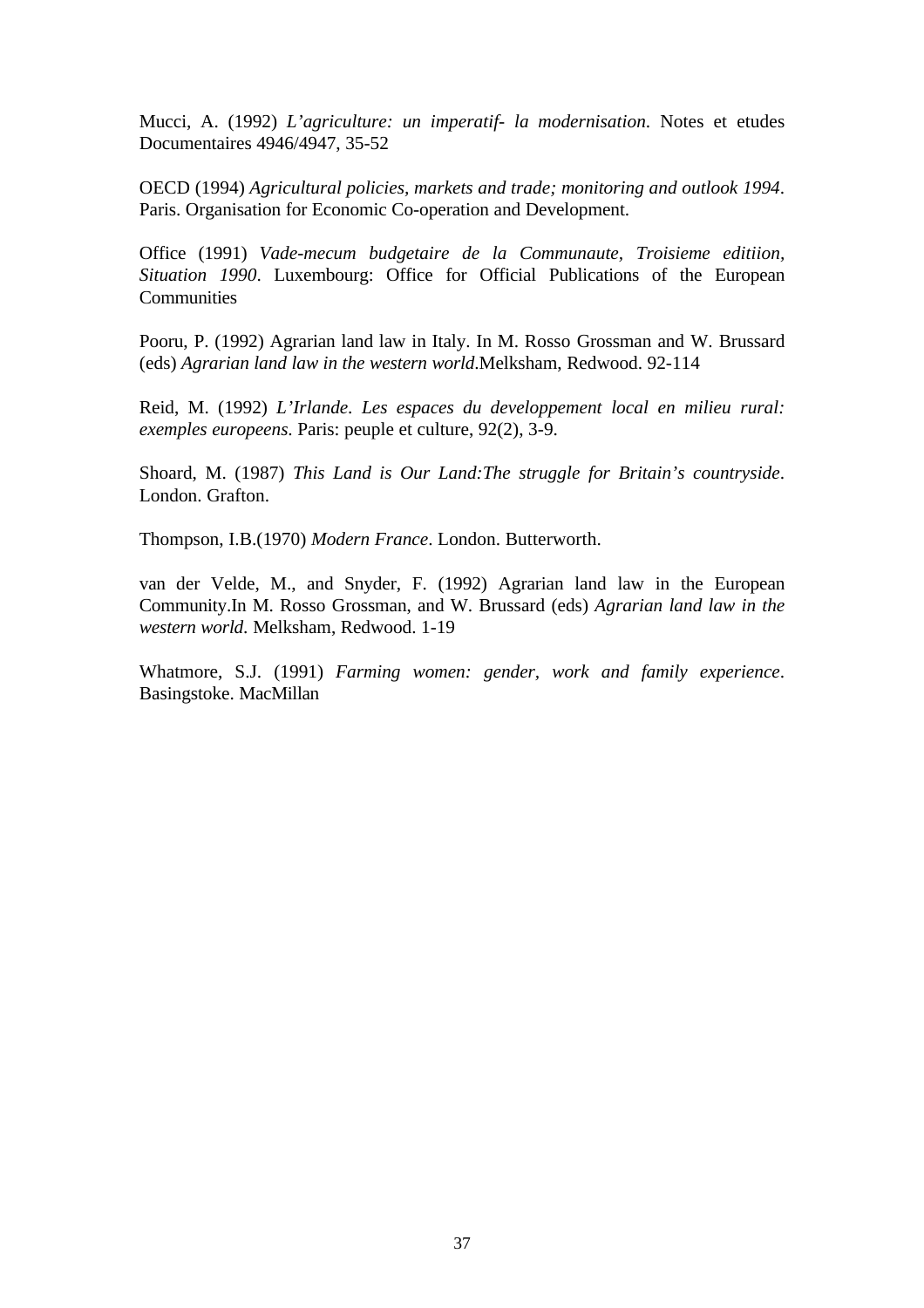Mucci, A. (1992) *L'agriculture: un imperatif- la modernisation*. Notes et etudes Documentaires 4946/4947, 35-52

OECD (1994) *Agricultural policies, markets and trade; monitoring and outlook 1994*. Paris. Organisation for Economic Co-operation and Development.

Office (1991) *Vade-mecum budgetaire de la Communaute, Troisieme editiion, Situation 1990*. Luxembourg: Office for Official Publications of the European Communities

Pooru, P. (1992) Agrarian land law in Italy. In M. Rosso Grossman and W. Brussard (eds) *Agrarian land law in the western world*.Melksham, Redwood. 92-114

Reid, M. (1992) *L'Irlande. Les espaces du developpement local en milieu rural: exemples europeens*. Paris: peuple et culture, 92(2), 3-9.

Shoard, M. (1987) *This Land is Our Land:The struggle for Britain's countryside*. London. Grafton.

Thompson, I.B.(1970) *Modern France*. London. Butterworth.

van der Velde, M., and Snyder, F. (1992) Agrarian land law in the European Community.In M. Rosso Grossman, and W. Brussard (eds) *Agrarian land law in the western world.* Melksham, Redwood. 1-19

Whatmore, S.J. (1991) *Farming women: gender, work and family experience*. Basingstoke. MacMillan